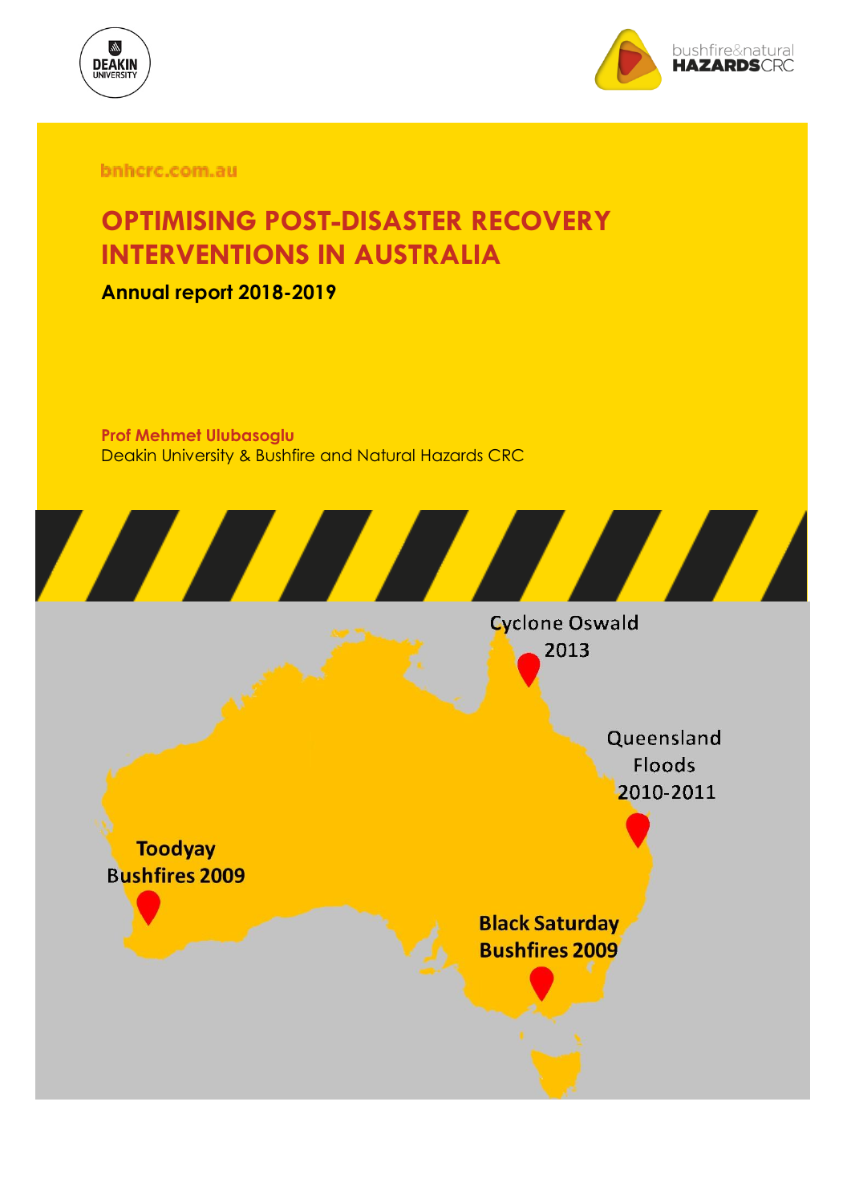bnhcrc.com.au

# OPTIMISING POST-DISASTER RECOVERY INTERVENTIONS IN AUSTRALIA

**Annual report 2018-2019**

**Prof Mehmet Ulubasoglu**
Deakin University & Bushfire and Natural Hazards CRC

Cyclone Oswald 2013

Queensland Floods 2010-2011

Toodyay Bushfires 2009

Black Saturday Bushfires 2009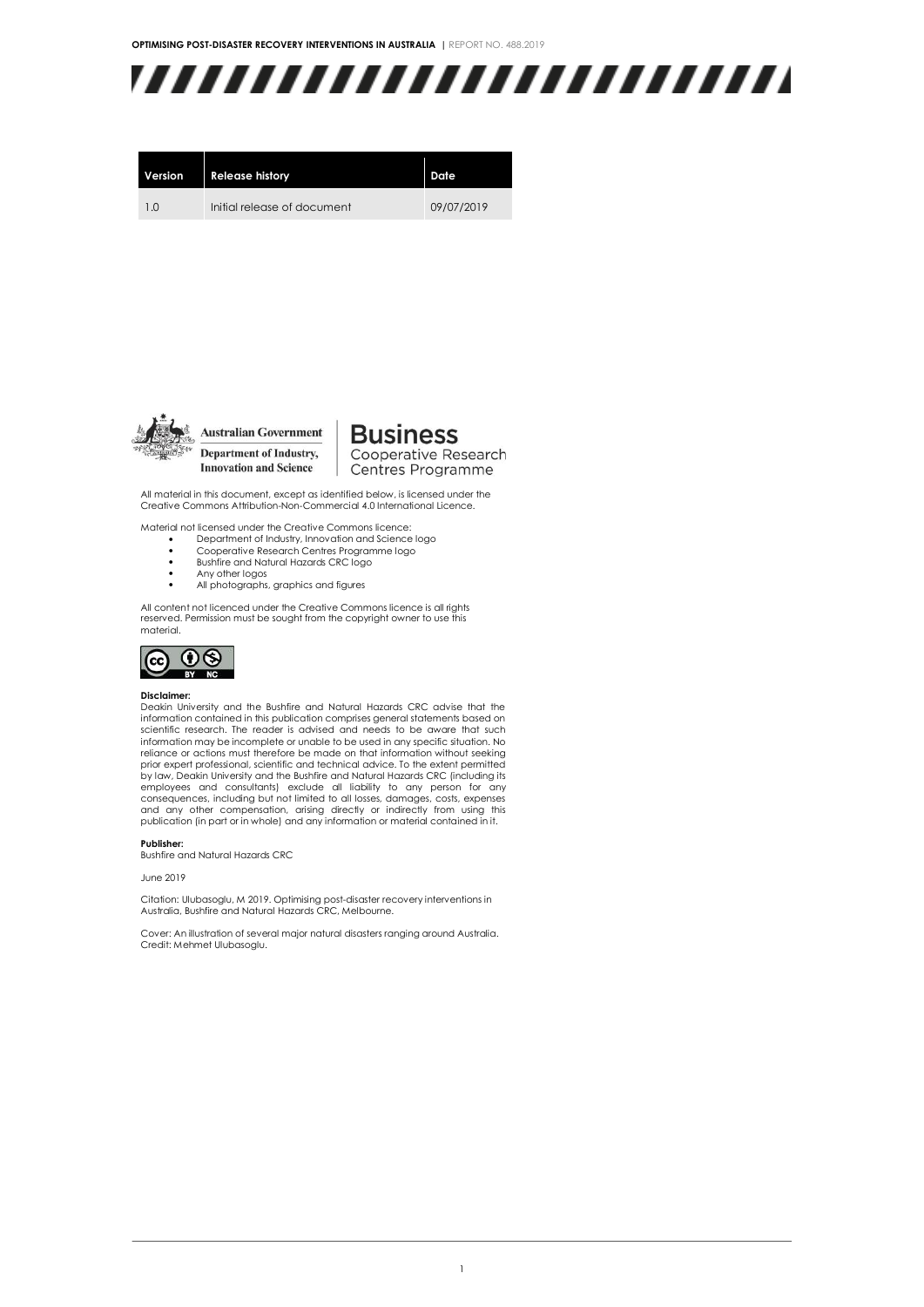| Version | Release history | Date |
| --- | --- | --- |
| 1.0 | Initial release of document | 09/07/2019 |

Australian Government
Department of Industry, Innovation and Science

Business Cooperative Research Centres Programme

All material in this document, except as identified below, is licensed under the Creative Commons Attribution-Non-Commercial 4.0 International Licence.

Material not licensed under the Creative Commons licence:

- Department of Industry, Innovation and Science logo
- Cooperative Research Centres Programme logo
- Bushfire and Natural Hazards CRC logo
- Any other logos
- All photographs, graphics and figures

All content not licenced under the Creative Commons licence is all rights reserved. Permission must be sought from the copyright owner to use this material.

**Disclaimer:**
Deakin University and the Bushfire and Natural Hazards CRC advise that the information contained in this publication comprises general statements based on scientific research. The reader is advised and needs to be aware that such information may be incomplete or unable to be used in any specific situation. No reliance or actions must therefore be made on that information without seeking prior expert professional, scientific and technical advice. To the extent permitted by law, Deakin University and the Bushfire and Natural Hazards CRC (including its employees and consultants) exclude all liability to any person for any consequences, including but not limited to all losses, damages, costs, expenses and any other compensation, arising directly or indirectly from using this publication (in part or in whole) and any information or material contained in it.

**Publisher:**
Bushfire and Natural Hazards CRC

June 2019

Citation: Ulubasoglu, M 2019. Optimising post-disaster recovery interventions in Australia, Bushfire and Natural Hazards CRC, Melbourne.

Cover: An illustration of several major natural disasters ranging around Australia. Credit: Mehmet Ulubasoglu.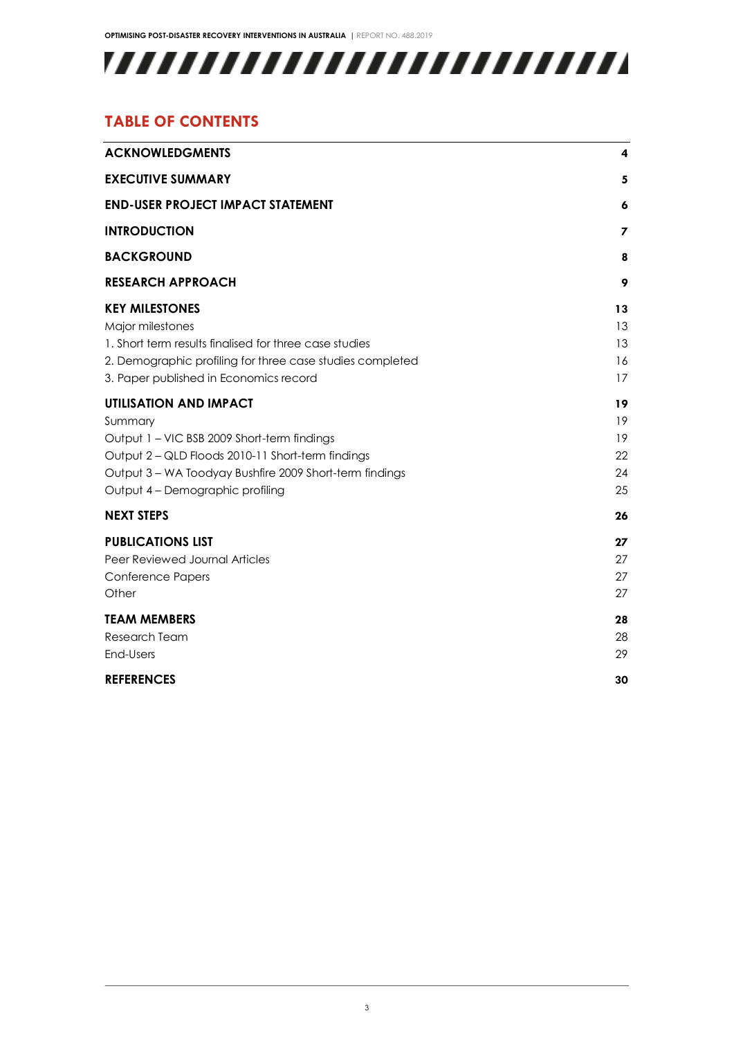## TABLE OF CONTENTS

| | |
|---|---|
| **ACKNOWLEDGMENTS** | **4** |
| **EXECUTIVE SUMMARY** | **5** |
| **END-USER PROJECT IMPACT STATEMENT** | **6** |
| **INTRODUCTION** | **7** |
| **BACKGROUND** | **8** |
| **RESEARCH APPROACH** | **9** |
| **KEY MILESTONES** | **13** |
| Major milestones | 13 |
| 1. Short term results finalised for three case studies | 13 |
| 2. Demographic profiling for three case studies completed | 16 |
| 3. Paper published in Economics record | 17 |
| **UTILISATION AND IMPACT** | **19** |
| Summary | 19 |
| Output 1 – VIC BSB 2009 Short-term findings | 19 |
| Output 2 – QLD Floods 2010-11 Short-term findings | 22 |
| Output 3 – WA Toodyay Bushfire 2009 Short-term findings | 24 |
| Output 4 – Demographic profiling | 25 |
| **NEXT STEPS** | **26** |
| **PUBLICATIONS LIST** | **27** |
| Peer Reviewed Journal Articles | 27 |
| Conference Papers | 27 |
| Other | 27 |
| **TEAM MEMBERS** | **28** |
| Research Team | 28 |
| End-Users | 29 |
| **REFERENCES** | **30** |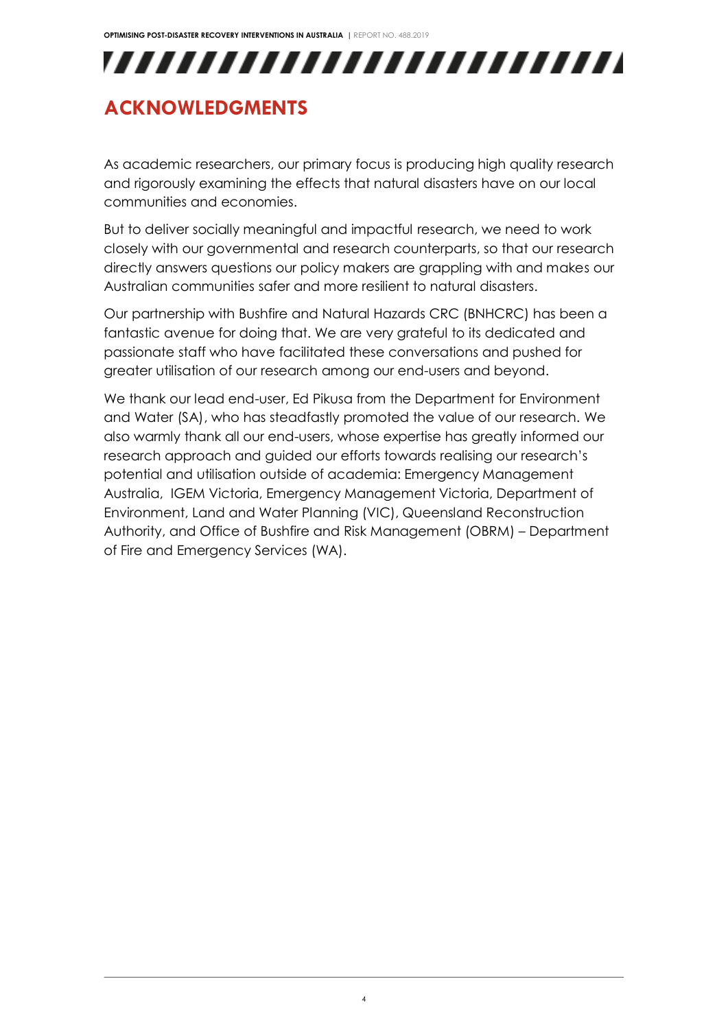# ACKNOWLEDGMENTS

As academic researchers, our primary focus is producing high quality research and rigorously examining the effects that natural disasters have on our local communities and economies.

But to deliver socially meaningful and impactful research, we need to work closely with our governmental and research counterparts, so that our research directly answers questions our policy makers are grappling with and makes our Australian communities safer and more resilient to natural disasters.

Our partnership with Bushfire and Natural Hazards CRC (BNHCRC) has been a fantastic avenue for doing that. We are very grateful to its dedicated and passionate staff who have facilitated these conversations and pushed for greater utilisation of our research among our end-users and beyond.

We thank our lead end-user, Ed Pikusa from the Department for Environment and Water (SA), who has steadfastly promoted the value of our research. We also warmly thank all our end-users, whose expertise has greatly informed our research approach and guided our efforts towards realising our research's potential and utilisation outside of academia: Emergency Management Australia, IGEM Victoria, Emergency Management Victoria, Department of Environment, Land and Water Planning (VIC), Queensland Reconstruction Authority, and Office of Bushfire and Risk Management (OBRM) – Department of Fire and Emergency Services (WA).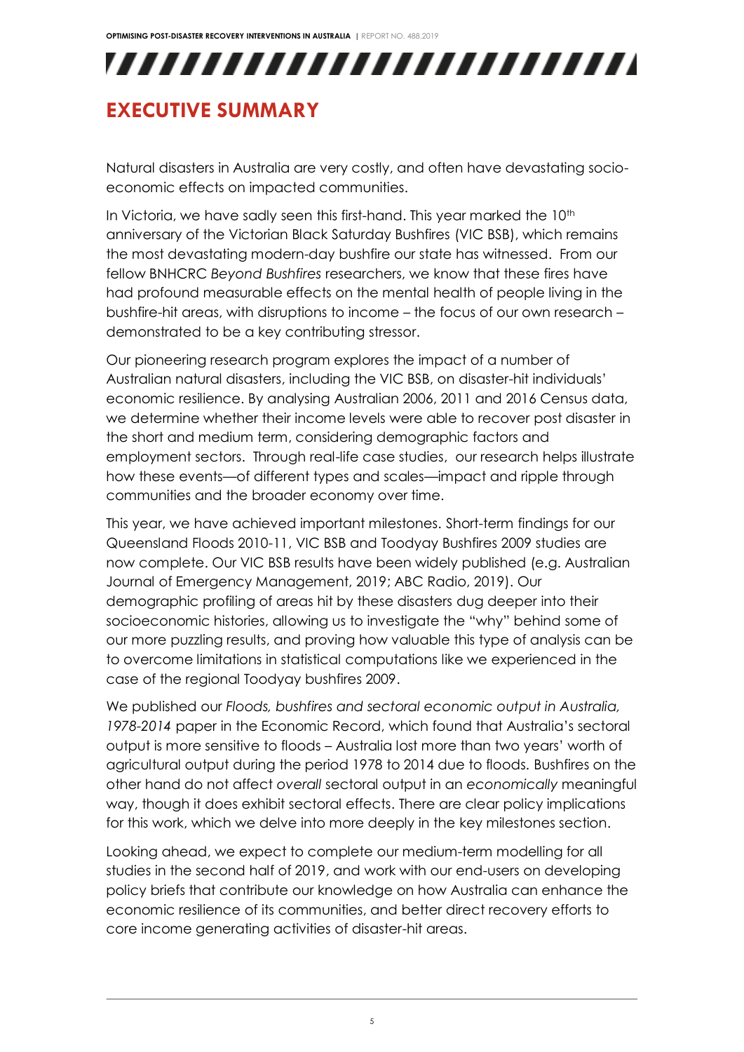# EXECUTIVE SUMMARY

Natural disasters in Australia are very costly, and often have devastating socio-economic effects on impacted communities.

In Victoria, we have sadly seen this first-hand. This year marked the 10th anniversary of the Victorian Black Saturday Bushfires (VIC BSB), which remains the most devastating modern-day bushfire our state has witnessed. From our fellow BNHCRC *Beyond Bushfires* researchers, we know that these fires have had profound measurable effects on the mental health of people living in the bushfire-hit areas, with disruptions to income – the focus of our own research – demonstrated to be a key contributing stressor.

Our pioneering research program explores the impact of a number of Australian natural disasters, including the VIC BSB, on disaster-hit individuals' economic resilience. By analysing Australian 2006, 2011 and 2016 Census data, we determine whether their income levels were able to recover post disaster in the short and medium term, considering demographic factors and employment sectors. Through real-life case studies, our research helps illustrate how these events—of different types and scales—impact and ripple through communities and the broader economy over time.

This year, we have achieved important milestones. Short-term findings for our Queensland Floods 2010-11, VIC BSB and Toodyay Bushfires 2009 studies are now complete. Our VIC BSB results have been widely published (e.g. Australian Journal of Emergency Management, 2019; ABC Radio, 2019). Our demographic profiling of areas hit by these disasters dug deeper into their socioeconomic histories, allowing us to investigate the "why" behind some of our more puzzling results, and proving how valuable this type of analysis can be to overcome limitations in statistical computations like we experienced in the case of the regional Toodyay bushfires 2009.

We published our *Floods, bushfires and sectoral economic output in Australia, 1978-2014* paper in the Economic Record, which found that Australia's sectoral output is more sensitive to floods – Australia lost more than two years' worth of agricultural output during the period 1978 to 2014 due to floods. Bushfires on the other hand do not affect *overall* sectoral output in an *economically* meaningful way, though it does exhibit sectoral effects. There are clear policy implications for this work, which we delve into more deeply in the key milestones section.

Looking ahead, we expect to complete our medium-term modelling for all studies in the second half of 2019, and work with our end-users on developing policy briefs that contribute our knowledge on how Australia can enhance the economic resilience of its communities, and better direct recovery efforts to core income generating activities of disaster-hit areas.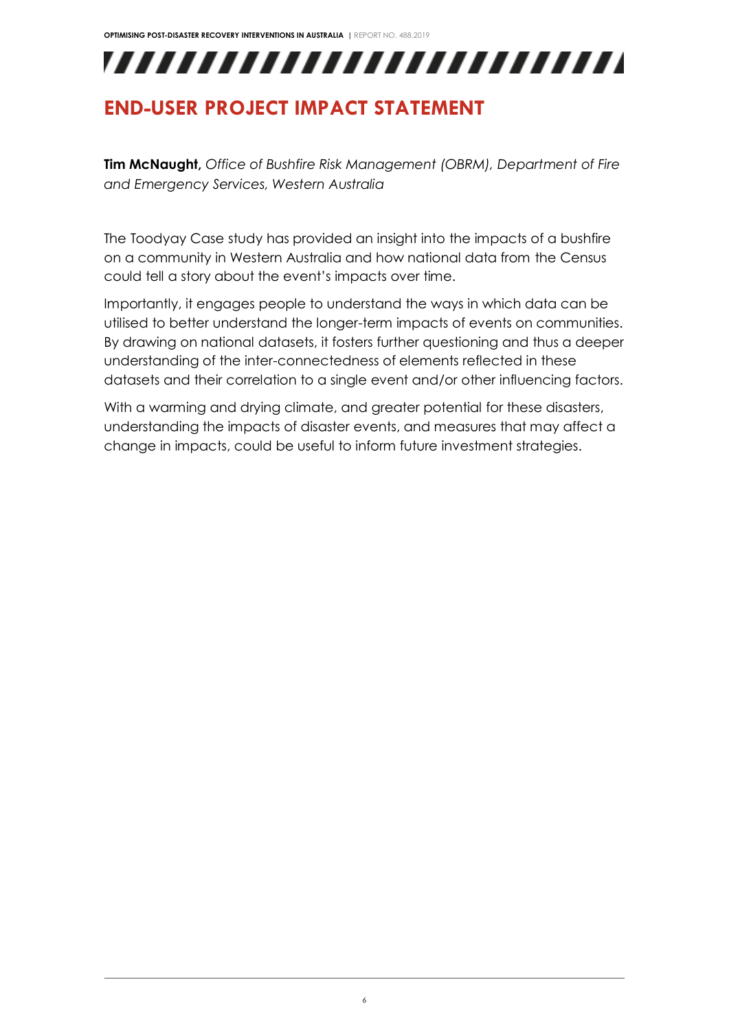# END-USER PROJECT IMPACT STATEMENT

**Tim McNaught,** *Office of Bushfire Risk Management (OBRM), Department of Fire and Emergency Services, Western Australia*

The Toodyay Case study has provided an insight into the impacts of a bushfire on a community in Western Australia and how national data from the Census could tell a story about the event's impacts over time.

Importantly, it engages people to understand the ways in which data can be utilised to better understand the longer-term impacts of events on communities. By drawing on national datasets, it fosters further questioning and thus a deeper understanding of the inter-connectedness of elements reflected in these datasets and their correlation to a single event and/or other influencing factors.

With a warming and drying climate, and greater potential for these disasters, understanding the impacts of disaster events, and measures that may affect a change in impacts, could be useful to inform future investment strategies.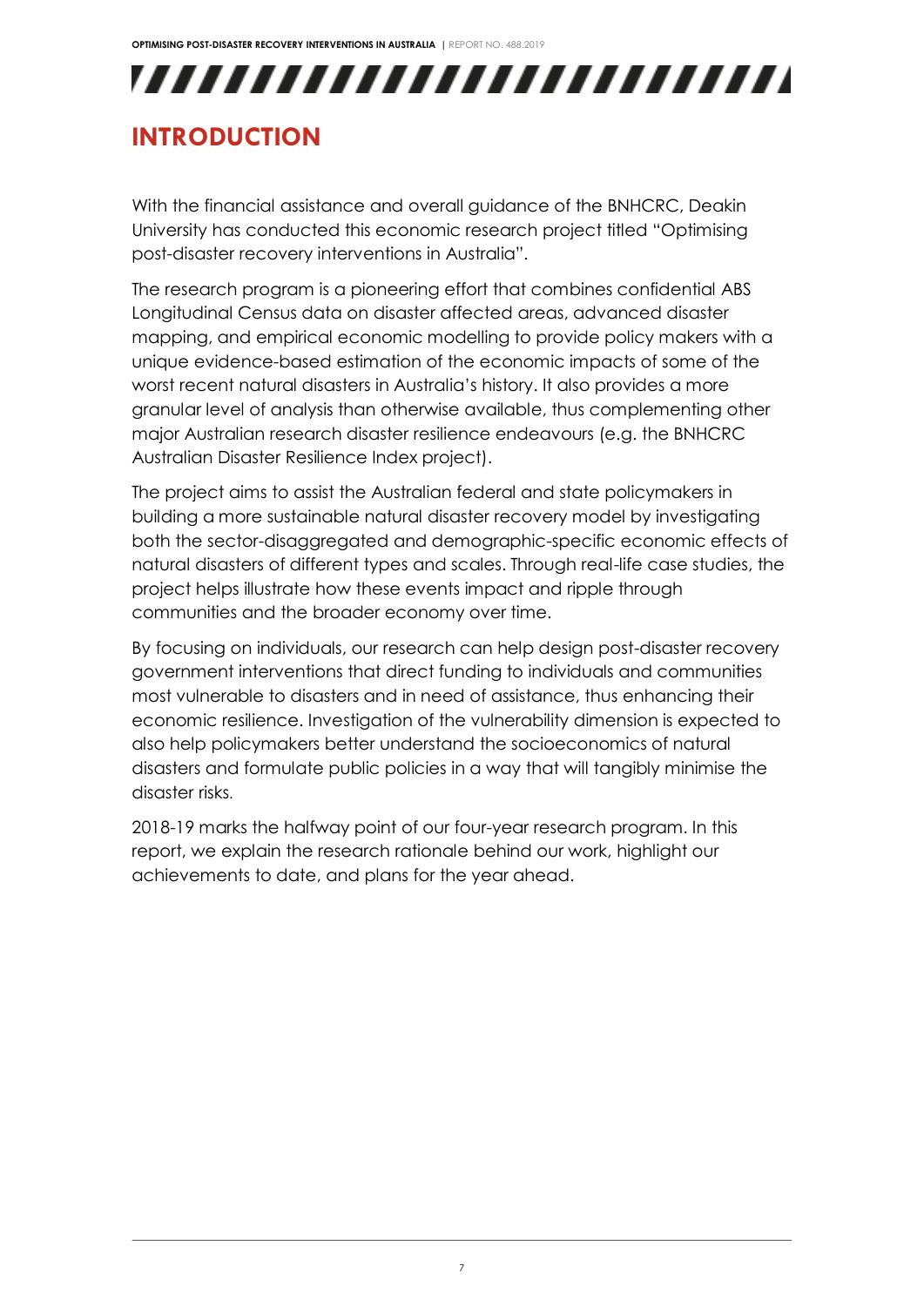# INTRODUCTION

With the financial assistance and overall guidance of the BNHCRC, Deakin University has conducted this economic research project titled "Optimising post-disaster recovery interventions in Australia".

The research program is a pioneering effort that combines confidential ABS Longitudinal Census data on disaster affected areas, advanced disaster mapping, and empirical economic modelling to provide policy makers with a unique evidence-based estimation of the economic impacts of some of the worst recent natural disasters in Australia's history. It also provides a more granular level of analysis than otherwise available, thus complementing other major Australian research disaster resilience endeavours (e.g. the BNHCRC Australian Disaster Resilience Index project).

The project aims to assist the Australian federal and state policymakers in building a more sustainable natural disaster recovery model by investigating both the sector-disaggregated and demographic-specific economic effects of natural disasters of different types and scales. Through real-life case studies, the project helps illustrate how these events impact and ripple through communities and the broader economy over time.

By focusing on individuals, our research can help design post-disaster recovery government interventions that direct funding to individuals and communities most vulnerable to disasters and in need of assistance, thus enhancing their economic resilience. Investigation of the vulnerability dimension is expected to also help policymakers better understand the socioeconomics of natural disasters and formulate public policies in a way that will tangibly minimise the disaster risks.

2018-19 marks the halfway point of our four-year research program. In this report, we explain the research rationale behind our work, highlight our achievements to date, and plans for the year ahead.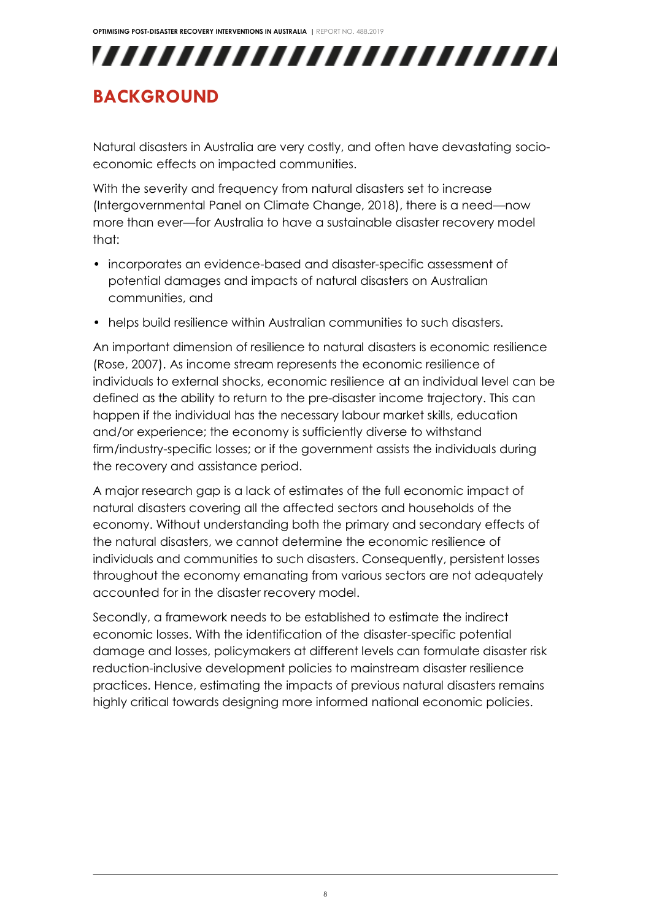# BACKGROUND

Natural disasters in Australia are very costly, and often have devastating socio-economic effects on impacted communities.

With the severity and frequency from natural disasters set to increase (Intergovernmental Panel on Climate Change, 2018), there is a need—now more than ever—for Australia to have a sustainable disaster recovery model that:

- incorporates an evidence-based and disaster-specific assessment of potential damages and impacts of natural disasters on Australian communities, and
- helps build resilience within Australian communities to such disasters.

An important dimension of resilience to natural disasters is economic resilience (Rose, 2007). As income stream represents the economic resilience of individuals to external shocks, economic resilience at an individual level can be defined as the ability to return to the pre-disaster income trajectory. This can happen if the individual has the necessary labour market skills, education and/or experience; the economy is sufficiently diverse to withstand firm/industry-specific losses; or if the government assists the individuals during the recovery and assistance period.

A major research gap is a lack of estimates of the full economic impact of natural disasters covering all the affected sectors and households of the economy. Without understanding both the primary and secondary effects of the natural disasters, we cannot determine the economic resilience of individuals and communities to such disasters. Consequently, persistent losses throughout the economy emanating from various sectors are not adequately accounted for in the disaster recovery model.

Secondly, a framework needs to be established to estimate the indirect economic losses. With the identification of the disaster-specific potential damage and losses, policymakers at different levels can formulate disaster risk reduction-inclusive development policies to mainstream disaster resilience practices. Hence, estimating the impacts of previous natural disasters remains highly critical towards designing more informed national economic policies.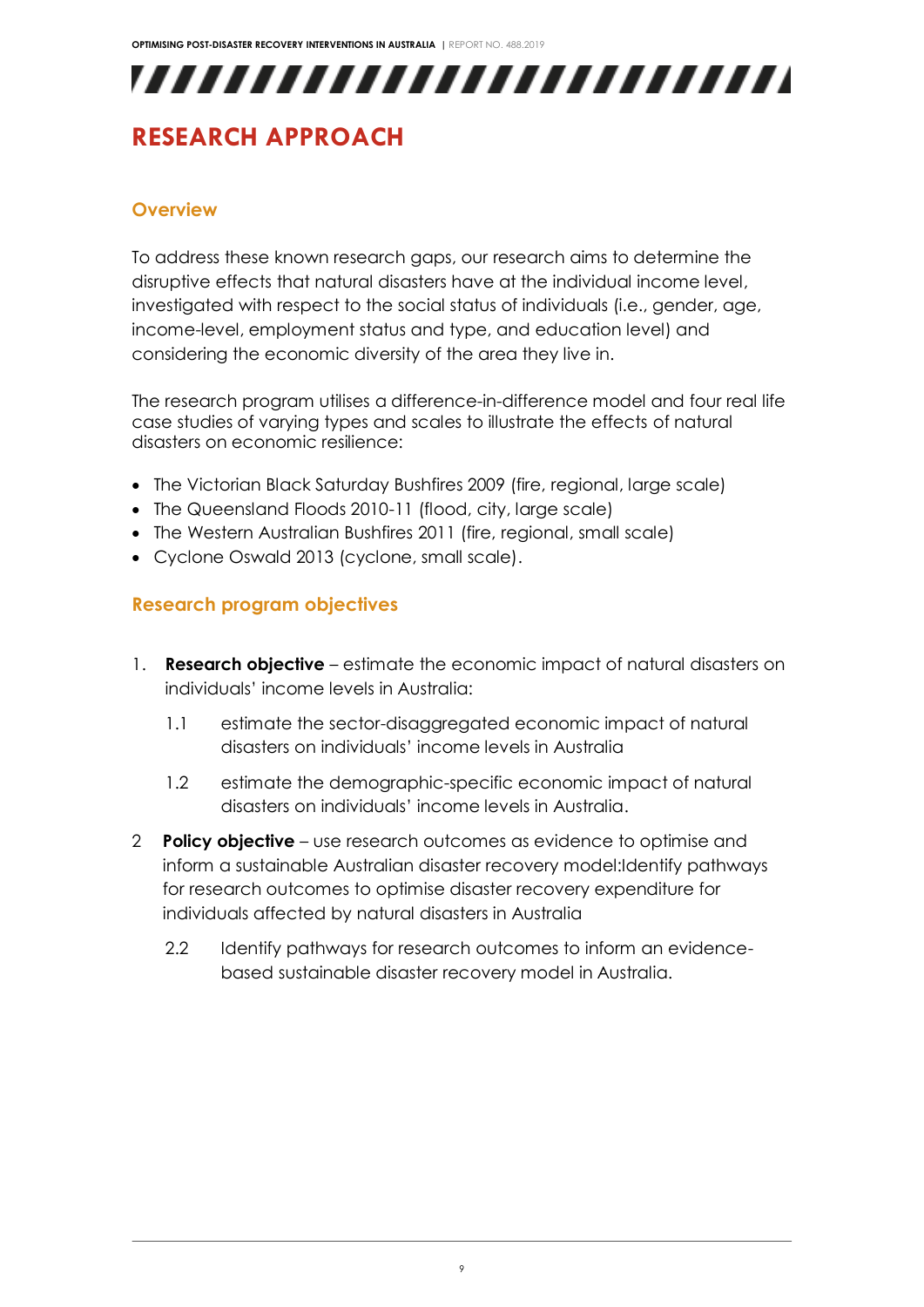# RESEARCH APPROACH

## Overview

To address these known research gaps, our research aims to determine the disruptive effects that natural disasters have at the individual income level, investigated with respect to the social status of individuals (i.e., gender, age, income-level, employment status and type, and education level) and considering the economic diversity of the area they live in.

The research program utilises a difference-in-difference model and four real life case studies of varying types and scales to illustrate the effects of natural disasters on economic resilience:

- The Victorian Black Saturday Bushfires 2009 (fire, regional, large scale)
- The Queensland Floods 2010-11 (flood, city, large scale)
- The Western Australian Bushfires 2011 (fire, regional, small scale)
- Cyclone Oswald 2013 (cyclone, small scale).

## Research program objectives

1. **Research objective** – estimate the economic impact of natural disasters on individuals' income levels in Australia:

    1.1 estimate the sector-disaggregated economic impact of natural disasters on individuals' income levels in Australia

    1.2 estimate the demographic-specific economic impact of natural disasters on individuals' income levels in Australia.

2 **Policy objective** – use research outcomes as evidence to optimise and inform a sustainable Australian disaster recovery model:Identify pathways for research outcomes to optimise disaster recovery expenditure for individuals affected by natural disasters in Australia

    2.2 Identify pathways for research outcomes to inform an evidence-based sustainable disaster recovery model in Australia.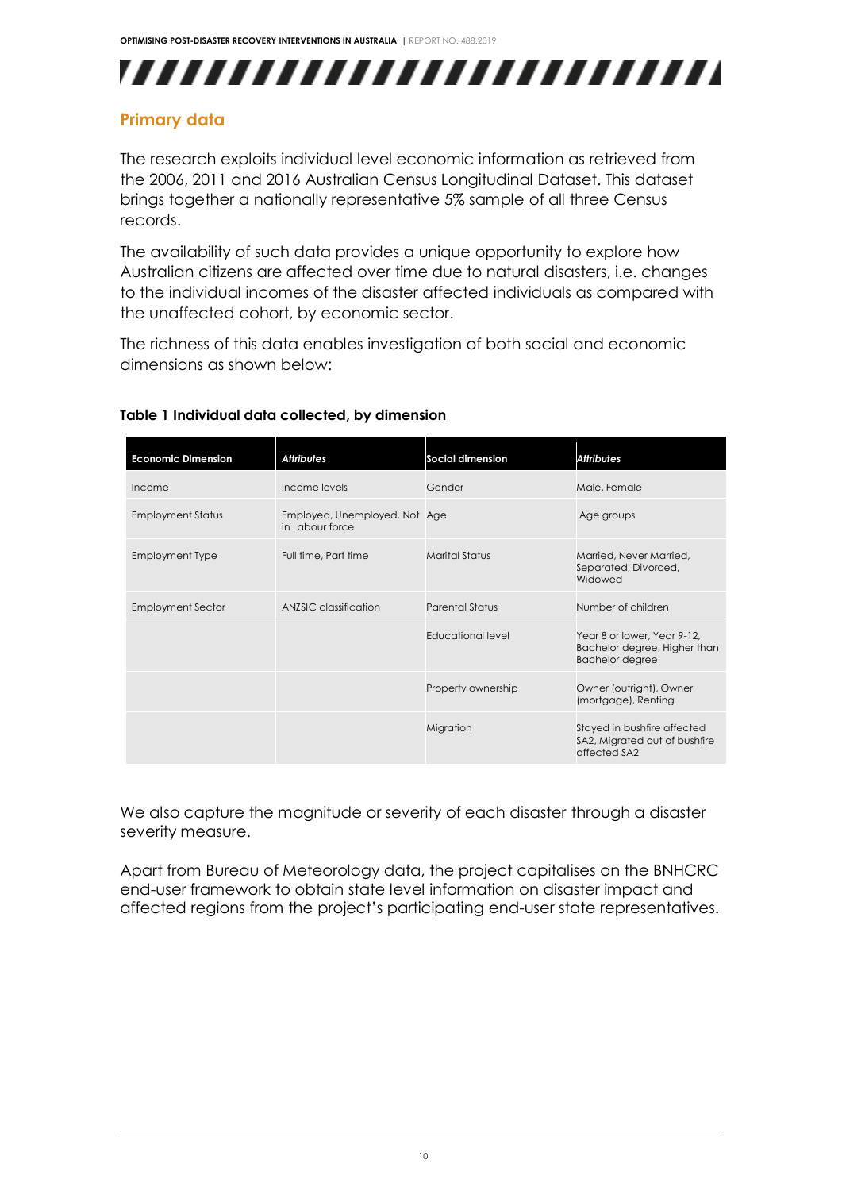## Primary data

The research exploits individual level economic information as retrieved from the 2006, 2011 and 2016 Australian Census Longitudinal Dataset. This dataset brings together a nationally representative 5% sample of all three Census records.

The availability of such data provides a unique opportunity to explore how Australian citizens are affected over time due to natural disasters, i.e. changes to the individual incomes of the disaster affected individuals as compared with the unaffected cohort, by economic sector.

The richness of this data enables investigation of both social and economic dimensions as shown below:

**Table 1 Individual data collected, by dimension**

| Economic Dimension | *Attributes* | Social dimension | *Attributes* |
|---|---|---|---|
| Income | Income levels | Gender | Male, Female |
| Employment Status | Employed, Unemployed, Not in Labour force | Age | Age groups |
| Employment Type | Full time, Part time | Marital Status | Married, Never Married, Separated, Divorced, Widowed |
| Employment Sector | ANZSIC classification | Parental Status | Number of children |
| | | Educational level | Year 8 or lower, Year 9-12, Bachelor degree, Higher than Bachelor degree |
| | | Property ownership | Owner (outright), Owner (mortgage), Renting |
| | | Migration | Stayed in bushfire affected SA2, Migrated out of bushfire affected SA2 |

We also capture the magnitude or severity of each disaster through a disaster severity measure.

Apart from Bureau of Meteorology data, the project capitalises on the BNHCRC end-user framework to obtain state level information on disaster impact and affected regions from the project's participating end-user state representatives.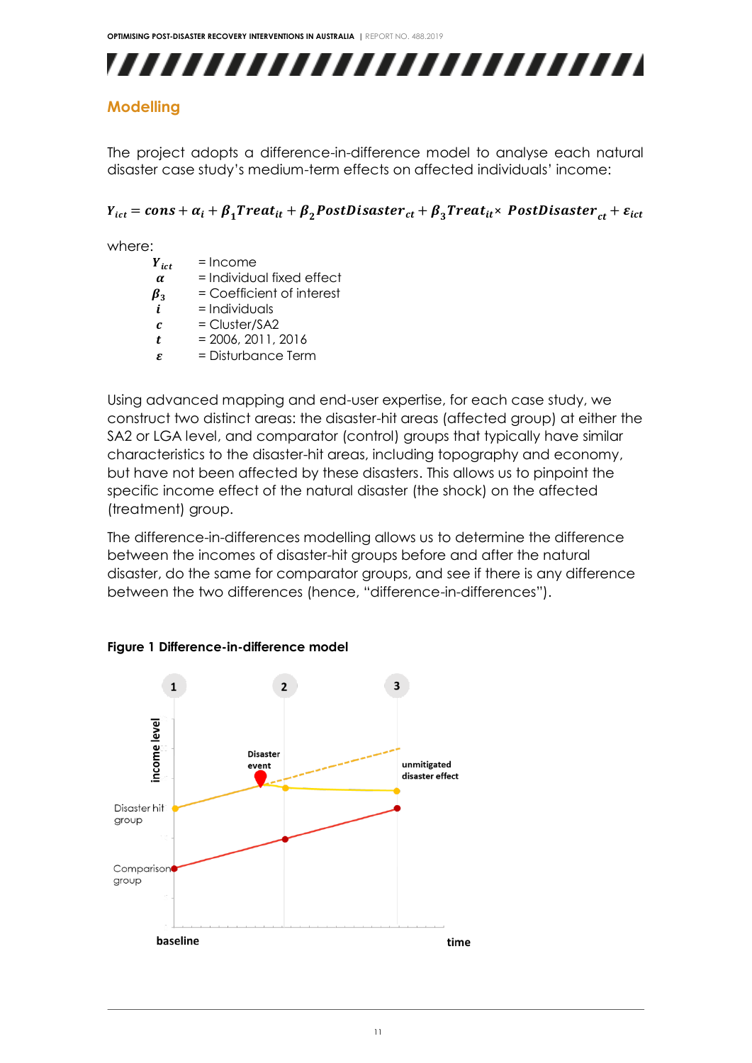## Modelling

The project adopts a difference-in-difference model to analyse each natural disaster case study's medium-term effects on affected individuals' income:

$$Y_{ict} = cons + \alpha_i + \beta_1 Treat_{it} + \beta_2 PostDisaster_{ct} + \beta_3 Treat_{it} \times PostDisaster_{ct} + \varepsilon_{ict}$$

where:

| | |
|---|---|
| $Y_{ict}$ | = Income |
| $\alpha$ | = Individual fixed effect |
| $\beta_3$ | = Coefficient of interest |
| $i$ | = Individuals |
| $c$ | = Cluster/SA2 |
| $t$ | = 2006, 2011, 2016 |
| $\varepsilon$ | = Disturbance Term |

Using advanced mapping and end-user expertise, for each case study, we construct two distinct areas: the disaster-hit areas (affected group) at either the SA2 or LGA level, and comparator (control) groups that typically have similar characteristics to the disaster-hit areas, including topography and economy, but have not been affected by these disasters. This allows us to pinpoint the specific income effect of the natural disaster (the shock) on the affected (treatment) group.

The difference-in-differences modelling allows us to determine the difference between the incomes of disaster-hit groups before and after the natural disaster, do the same for comparator groups, and see if there is any difference between the two differences (hence, "difference-in-differences").

**Figure 1 Difference-in-difference model**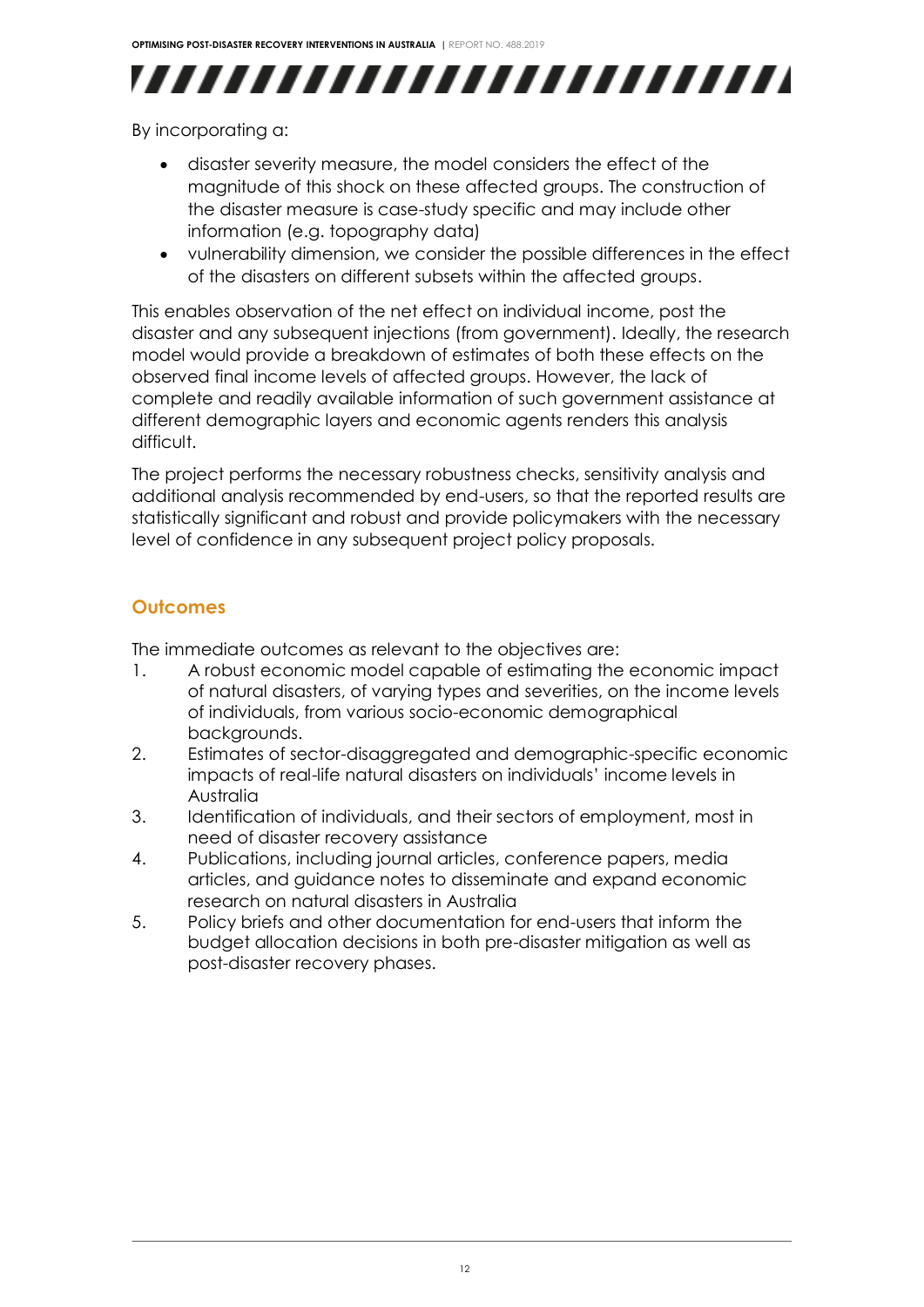By incorporating a:

- disaster severity measure, the model considers the effect of the magnitude of this shock on these affected groups. The construction of the disaster measure is case-study specific and may include other information (e.g. topography data)
- vulnerability dimension, we consider the possible differences in the effect of the disasters on different subsets within the affected groups.

This enables observation of the net effect on individual income, post the disaster and any subsequent injections (from government). Ideally, the research model would provide a breakdown of estimates of both these effects on the observed final income levels of affected groups. However, the lack of complete and readily available information of such government assistance at different demographic layers and economic agents renders this analysis difficult.

The project performs the necessary robustness checks, sensitivity analysis and additional analysis recommended by end-users, so that the reported results are statistically significant and robust and provide policymakers with the necessary level of confidence in any subsequent project policy proposals.

## Outcomes

The immediate outcomes as relevant to the objectives are:

1. A robust economic model capable of estimating the economic impact of natural disasters, of varying types and severities, on the income levels of individuals, from various socio-economic demographical backgrounds.
2. Estimates of sector-disaggregated and demographic-specific economic impacts of real-life natural disasters on individuals' income levels in Australia
3. Identification of individuals, and their sectors of employment, most in need of disaster recovery assistance
4. Publications, including journal articles, conference papers, media articles, and guidance notes to disseminate and expand economic research on natural disasters in Australia
5. Policy briefs and other documentation for end-users that inform the budget allocation decisions in both pre-disaster mitigation as well as post-disaster recovery phases.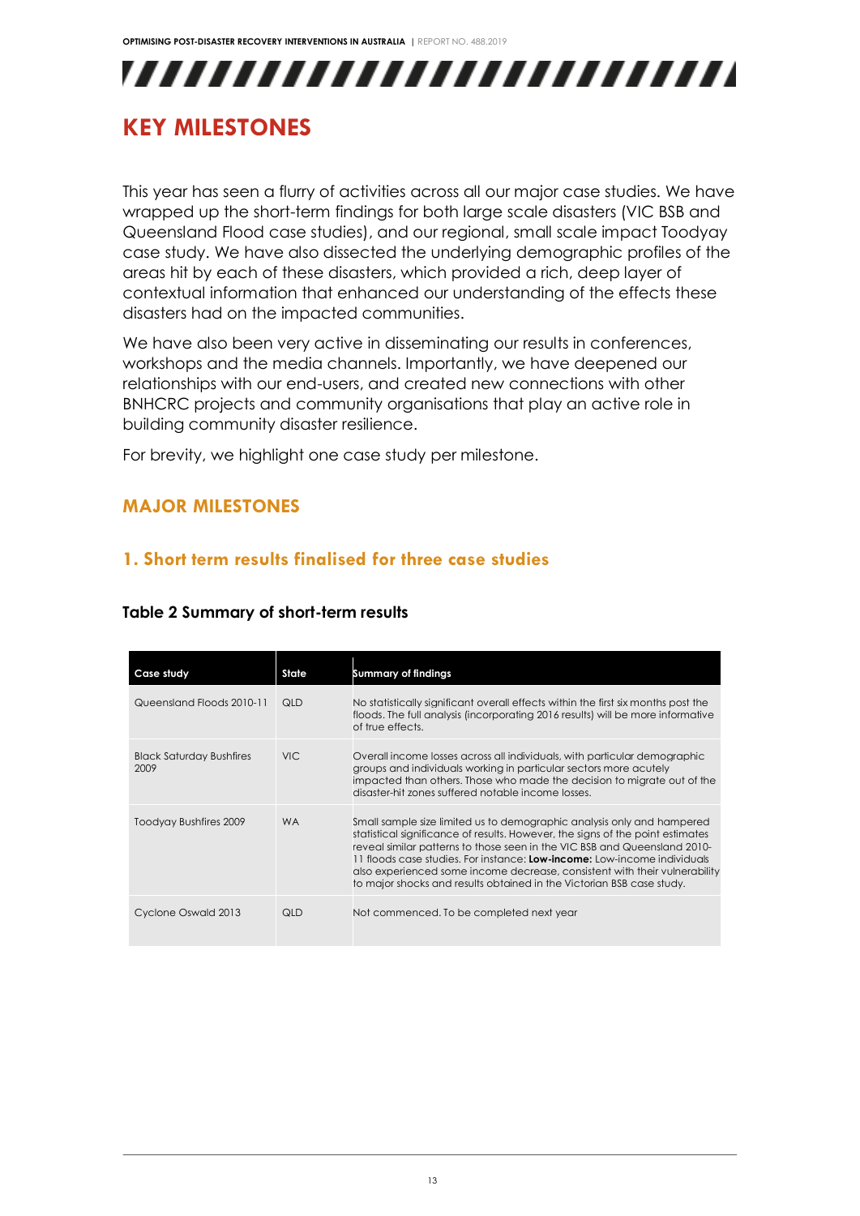# KEY MILESTONES

This year has seen a flurry of activities across all our major case studies. We have wrapped up the short-term findings for both large scale disasters (VIC BSB and Queensland Flood case studies), and our regional, small scale impact Toodyay case study. We have also dissected the underlying demographic profiles of the areas hit by each of these disasters, which provided a rich, deep layer of contextual information that enhanced our understanding of the effects these disasters had on the impacted communities.

We have also been very active in disseminating our results in conferences, workshops and the media channels. Importantly, we have deepened our relationships with our end-users, and created new connections with other BNHCRC projects and community organisations that play an active role in building community disaster resilience.

For brevity, we highlight one case study per milestone.

## MAJOR MILESTONES

### 1. Short term results finalised for three case studies

**Table 2 Summary of short-term results**

| Case study | State | Summary of findings |
|---|---|---|
| Queensland Floods 2010-11 | QLD | No statistically significant overall effects within the first six months post the floods. The full analysis (incorporating 2016 results) will be more informative of true effects. |
| Black Saturday Bushfires 2009 | VIC | Overall income losses across all individuals, with particular demographic groups and individuals working in particular sectors more acutely impacted than others. Those who made the decision to migrate out of the disaster-hit zones suffered notable income losses. |
| Toodyay Bushfires 2009 | WA | Small sample size limited us to demographic analysis only and hampered statistical significance of results. However, the signs of the point estimates reveal similar patterns to those seen in the VIC BSB and Queensland 2010-11 floods case studies. For instance: **Low-income:** Low-income individuals also experienced some income decrease, consistent with their vulnerability to major shocks and results obtained in the Victorian BSB case study. |
| Cyclone Oswald 2013 | QLD | Not commenced. To be completed next year |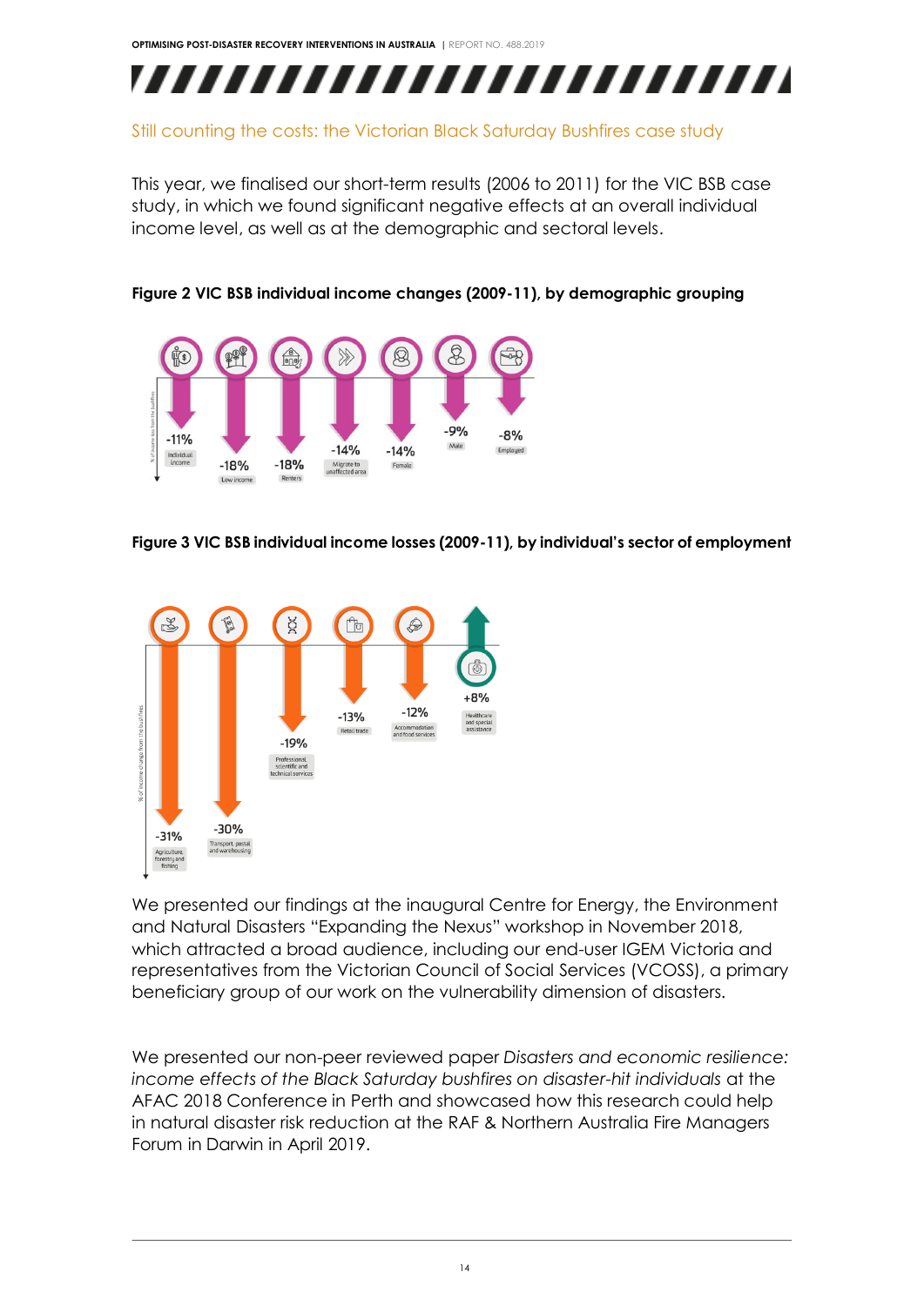## Still counting the costs: the Victorian Black Saturday Bushfires case study

This year, we finalised our short-term results (2006 to 2011) for the VIC BSB case study, in which we found significant negative effects at an overall individual income level, as well as at the demographic and sectoral levels.

**Figure 2 VIC BSB individual income changes (2009-11), by demographic grouping**

-11% Individual income

-18% Low income

-18% Renters

-14% Migrate to unaffected area

-14% Female

-9% Male

-8% Employed

**Figure 3 VIC BSB individual income losses (2009-11), by individual's sector of employment**

-31% Agriculture, forestry and fishing

-30% Transport, postal and warehousing

-19% Professional, scientific and technical services

-13% Retail trade

-12% Accommodation and food services

+8% Healthcare and special assistance

We presented our findings at the inaugural Centre for Energy, the Environment and Natural Disasters "Expanding the Nexus" workshop in November 2018, which attracted a broad audience, including our end-user IGEM Victoria and representatives from the Victorian Council of Social Services (VCOSS), a primary beneficiary group of our work on the vulnerability dimension of disasters.

We presented our non-peer reviewed paper *Disasters and economic resilience: income effects of the Black Saturday bushfires on disaster-hit individuals* at the AFAC 2018 Conference in Perth and showcased how this research could help in natural disaster risk reduction at the RAF & Northern Australia Fire Managers Forum in Darwin in April 2019.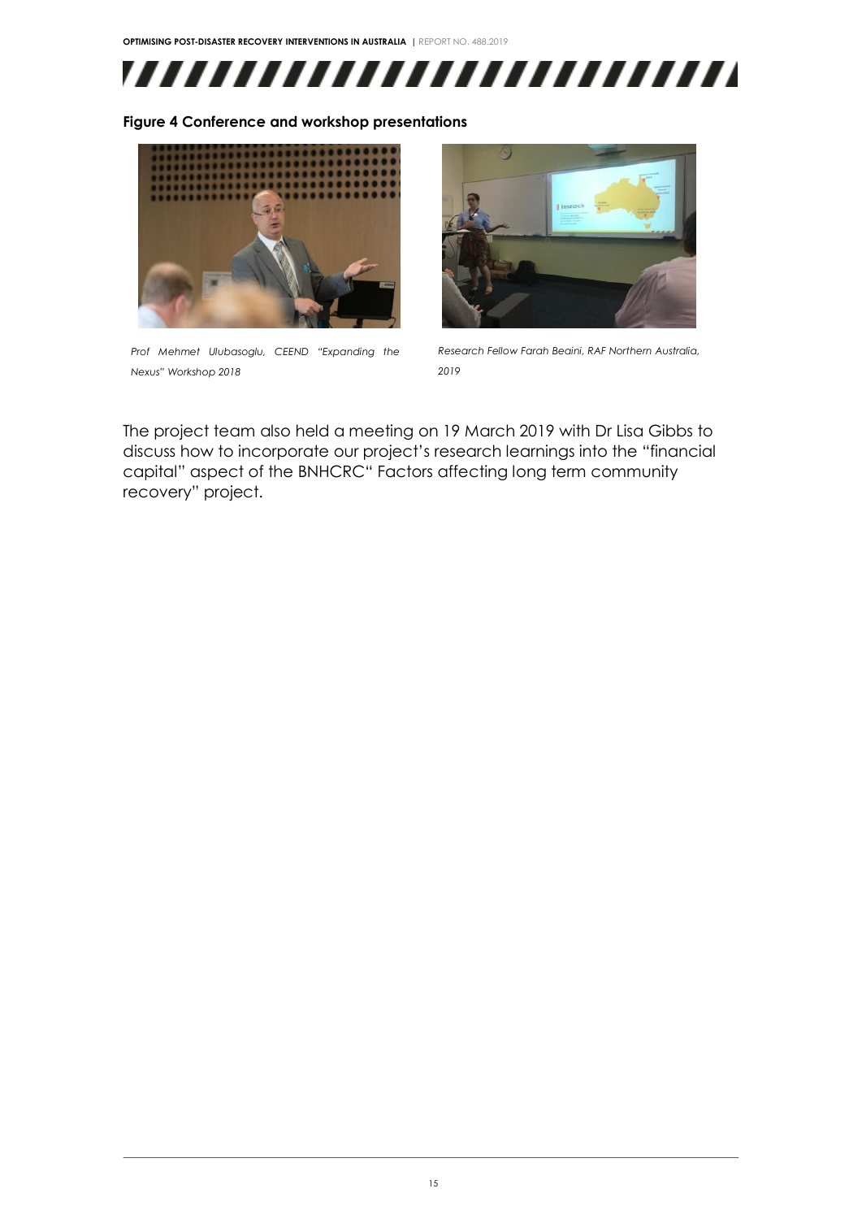**Figure 4 Conference and workshop presentations**

*Prof Mehmet Ulubasoglu, CEEND "Expanding the Nexus" Workshop 2018*

*Research Fellow Farah Beaini, RAF Northern Australia, 2019*

The project team also held a meeting on 19 March 2019 with Dr Lisa Gibbs to discuss how to incorporate our project's research learnings into the "financial capital" aspect of the BNHCRC" Factors affecting long term community recovery" project.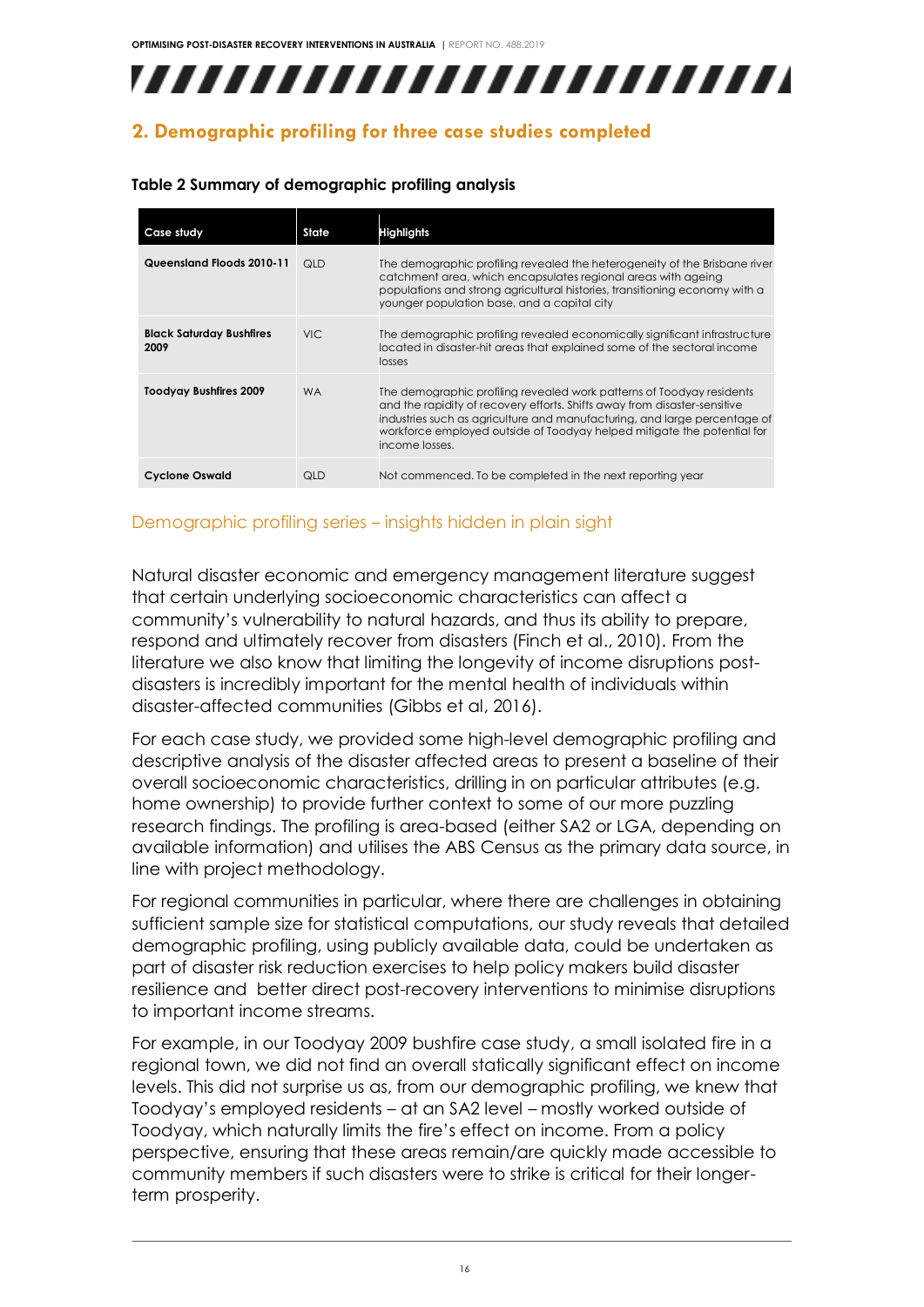## 2. Demographic profiling for three case studies completed

**Table 2 Summary of demographic profiling analysis**

| Case study | State | Highlights |
|---|---|---|
| **Queensland Floods 2010-11** | QLD | The demographic profiling revealed the heterogeneity of the Brisbane river catchment area, which encapsulates regional areas with ageing populations and strong agricultural histories, transitioning economy with a younger population base, and a capital city |
| **Black Saturday Bushfires 2009** | VIC | The demographic profiling revealed economically significant infrastructure located in disaster-hit areas that explained some of the sectoral income losses |
| **Toodyay Bushfires 2009** | WA | The demographic profiling revealed work patterns of Toodyay residents and the rapidity of recovery efforts. Shifts away from disaster-sensitive industries such as agriculture and manufacturing, and large percentage of workforce employed outside of Toodyay helped mitigate the potential for income losses. |
| **Cyclone Oswald** | QLD | Not commenced. To be completed in the next reporting year |

### Demographic profiling series – insights hidden in plain sight

Natural disaster economic and emergency management literature suggest that certain underlying socioeconomic characteristics can affect a community's vulnerability to natural hazards, and thus its ability to prepare, respond and ultimately recover from disasters (Finch et al., 2010). From the literature we also know that limiting the longevity of income disruptions post-disasters is incredibly important for the mental health of individuals within disaster-affected communities (Gibbs et al, 2016).

For each case study, we provided some high-level demographic profiling and descriptive analysis of the disaster affected areas to present a baseline of their overall socioeconomic characteristics, drilling in on particular attributes (e.g. home ownership) to provide further context to some of our more puzzling research findings. The profiling is area-based (either SA2 or LGA, depending on available information) and utilises the ABS Census as the primary data source, in line with project methodology.

For regional communities in particular, where there are challenges in obtaining sufficient sample size for statistical computations, our study reveals that detailed demographic profiling, using publicly available data, could be undertaken as part of disaster risk reduction exercises to help policy makers build disaster resilience and better direct post-recovery interventions to minimise disruptions to important income streams.

For example, in our Toodyay 2009 bushfire case study, a small isolated fire in a regional town, we did not find an overall statically significant effect on income levels. This did not surprise us as, from our demographic profiling, we knew that Toodyay's employed residents – at an SA2 level – mostly worked outside of Toodyay, which naturally limits the fire's effect on income. From a policy perspective, ensuring that these areas remain/are quickly made accessible to community members if such disasters were to strike is critical for their longer-term prosperity.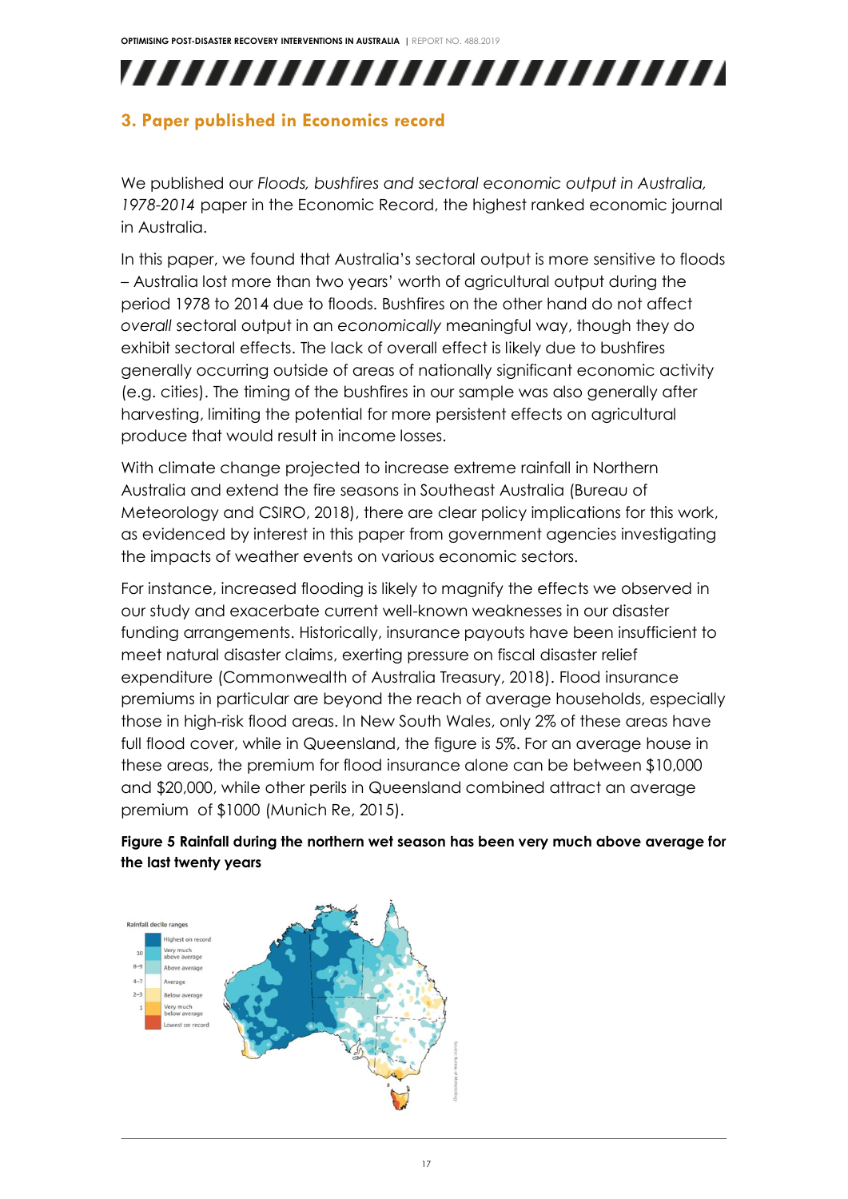## 3. Paper published in Economics record

We published our *Floods, bushfires and sectoral economic output in Australia, 1978-2014* paper in the Economic Record, the highest ranked economic journal in Australia.

In this paper, we found that Australia's sectoral output is more sensitive to floods – Australia lost more than two years' worth of agricultural output during the period 1978 to 2014 due to floods. Bushfires on the other hand do not affect *overall* sectoral output in an *economically* meaningful way, though they do exhibit sectoral effects. The lack of overall effect is likely due to bushfires generally occurring outside of areas of nationally significant economic activity (e.g. cities). The timing of the bushfires in our sample was also generally after harvesting, limiting the potential for more persistent effects on agricultural produce that would result in income losses.

With climate change projected to increase extreme rainfall in Northern Australia and extend the fire seasons in Southeast Australia (Bureau of Meteorology and CSIRO, 2018), there are clear policy implications for this work, as evidenced by interest in this paper from government agencies investigating the impacts of weather events on various economic sectors.

For instance, increased flooding is likely to magnify the effects we observed in our study and exacerbate current well-known weaknesses in our disaster funding arrangements. Historically, insurance payouts have been insufficient to meet natural disaster claims, exerting pressure on fiscal disaster relief expenditure (Commonwealth of Australia Treasury, 2018). Flood insurance premiums in particular are beyond the reach of average households, especially those in high-risk flood areas. In New South Wales, only 2% of these areas have full flood cover, while in Queensland, the figure is 5%. For an average house in these areas, the premium for flood insurance alone can be between $10,000 and $20,000, while other perils in Queensland combined attract an average premium of $1000 (Munich Re, 2015).

**Figure 5 Rainfall during the northern wet season has been very much above average for the last twenty years**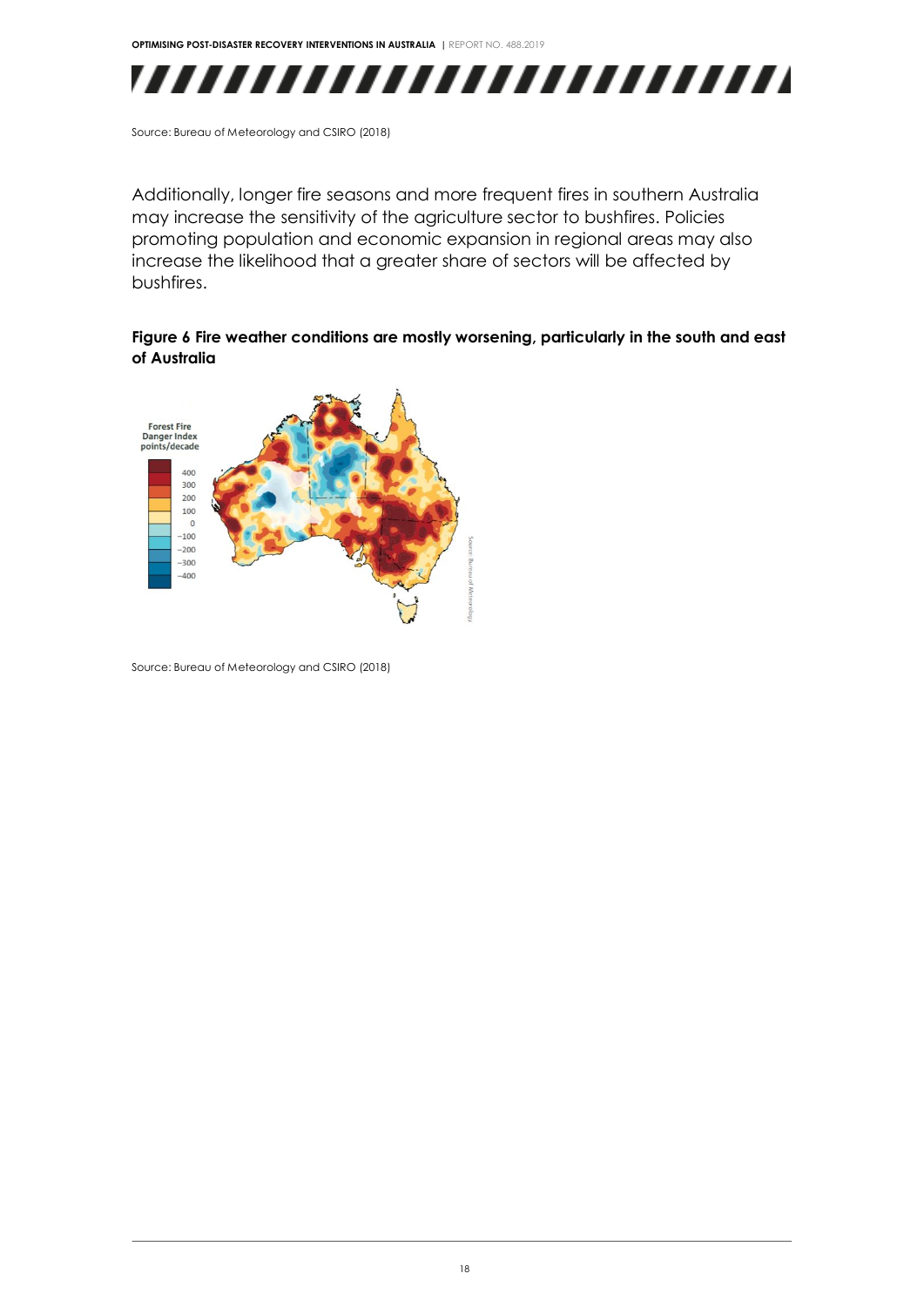Source: Bureau of Meteorology and CSIRO (2018)

Additionally, longer fire seasons and more frequent fires in southern Australia may increase the sensitivity of the agriculture sector to bushfires. Policies promoting population and economic expansion in regional areas may also increase the likelihood that a greater share of sectors will be affected by bushfires.

**Figure 6 Fire weather conditions are mostly worsening, particularly in the south and east of Australia**

Source: Bureau of Meteorology and CSIRO (2018)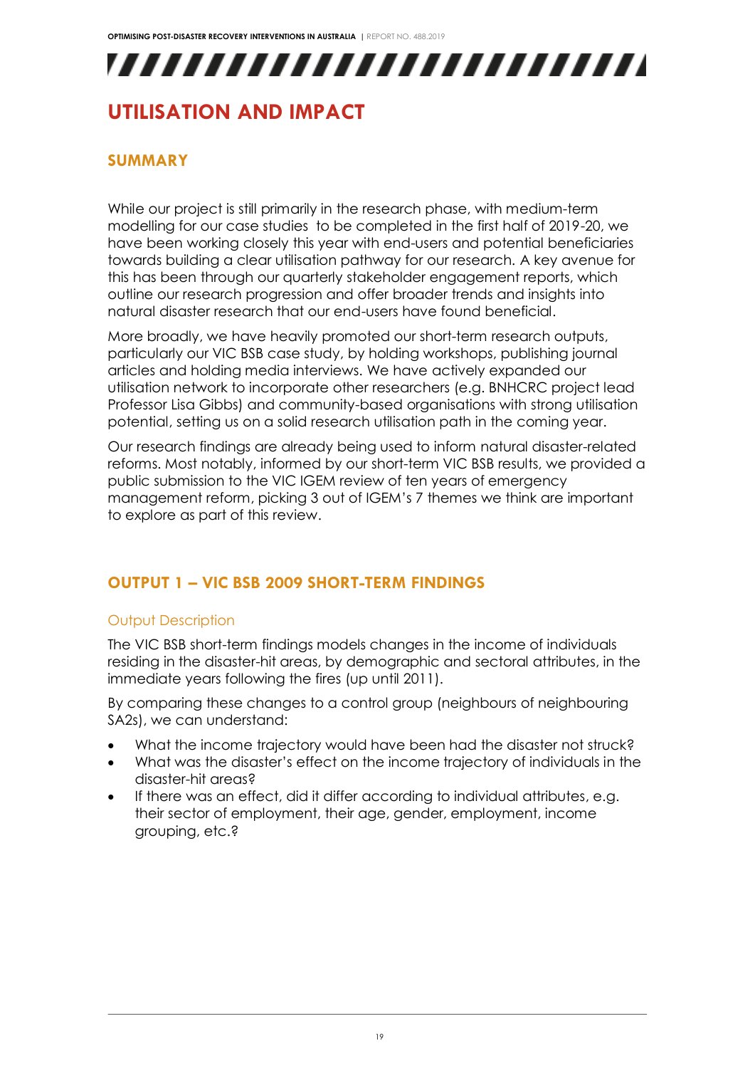# UTILISATION AND IMPACT

## SUMMARY

While our project is still primarily in the research phase, with medium-term modelling for our case studies to be completed in the first half of 2019-20, we have been working closely this year with end-users and potential beneficiaries towards building a clear utilisation pathway for our research. A key avenue for this has been through our quarterly stakeholder engagement reports, which outline our research progression and offer broader trends and insights into natural disaster research that our end-users have found beneficial.

More broadly, we have heavily promoted our short-term research outputs, particularly our VIC BSB case study, by holding workshops, publishing journal articles and holding media interviews. We have actively expanded our utilisation network to incorporate other researchers (e.g. BNHCRC project lead Professor Lisa Gibbs) and community-based organisations with strong utilisation potential, setting us on a solid research utilisation path in the coming year.

Our research findings are already being used to inform natural disaster-related reforms. Most notably, informed by our short-term VIC BSB results, we provided a public submission to the VIC IGEM review of ten years of emergency management reform, picking 3 out of IGEM's 7 themes we think are important to explore as part of this review.

## OUTPUT 1 – VIC BSB 2009 SHORT-TERM FINDINGS

### Output Description

The VIC BSB short-term findings models changes in the income of individuals residing in the disaster-hit areas, by demographic and sectoral attributes, in the immediate years following the fires (up until 2011).

By comparing these changes to a control group (neighbours of neighbouring SA2s), we can understand:

- What the income trajectory would have been had the disaster not struck?
- What was the disaster's effect on the income trajectory of individuals in the disaster-hit areas?
- If there was an effect, did it differ according to individual attributes, e.g. their sector of employment, their age, gender, employment, income grouping, etc.?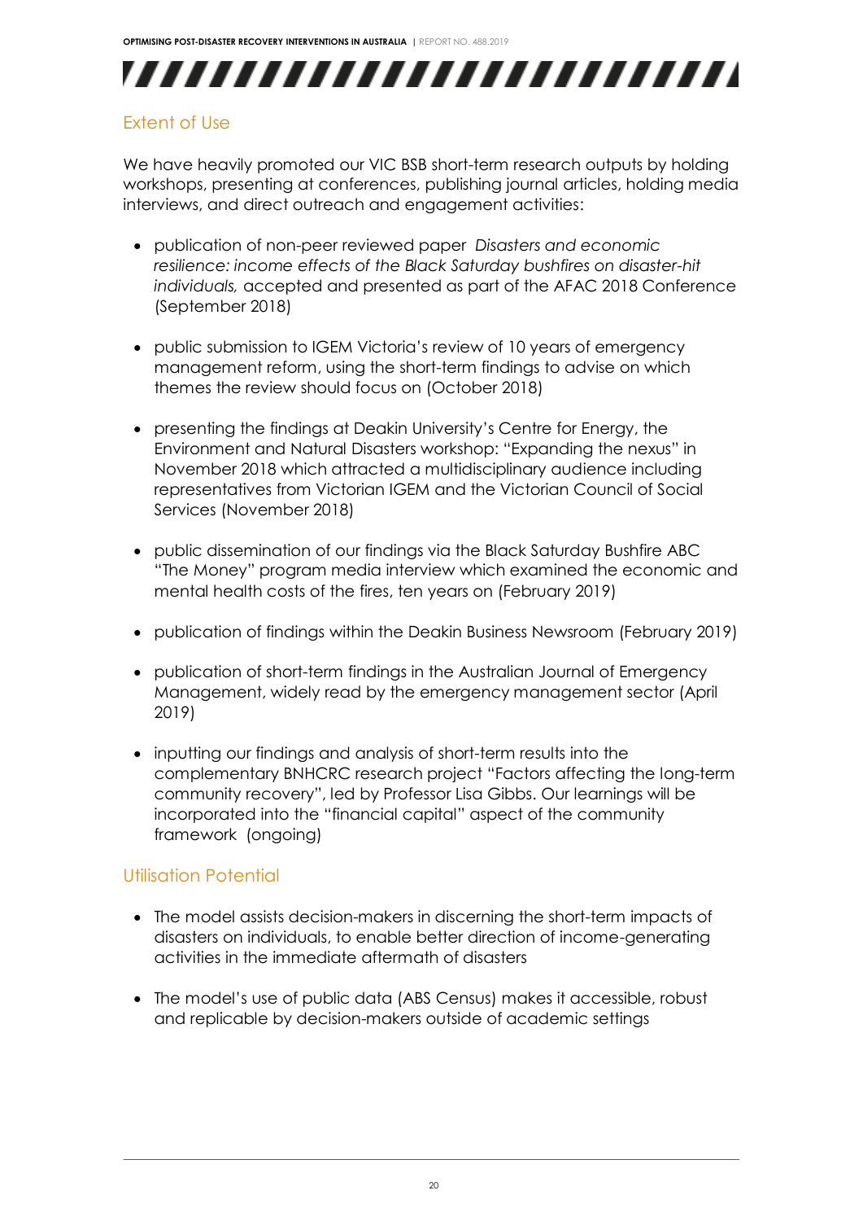## Extent of Use

We have heavily promoted our VIC BSB short-term research outputs by holding workshops, presenting at conferences, publishing journal articles, holding media interviews, and direct outreach and engagement activities:

- publication of non-peer reviewed paper *Disasters and economic resilience: income effects of the Black Saturday bushfires on disaster-hit individuals,* accepted and presented as part of the AFAC 2018 Conference (September 2018)
- public submission to IGEM Victoria's review of 10 years of emergency management reform, using the short-term findings to advise on which themes the review should focus on (October 2018)
- presenting the findings at Deakin University's Centre for Energy, the Environment and Natural Disasters workshop: "Expanding the nexus" in November 2018 which attracted a multidisciplinary audience including representatives from Victorian IGEM and the Victorian Council of Social Services (November 2018)
- public dissemination of our findings via the Black Saturday Bushfire ABC "The Money" program media interview which examined the economic and mental health costs of the fires, ten years on (February 2019)
- publication of findings within the Deakin Business Newsroom (February 2019)
- publication of short-term findings in the Australian Journal of Emergency Management, widely read by the emergency management sector (April 2019)
- inputting our findings and analysis of short-term results into the complementary BNHCRC research project "Factors affecting the long-term community recovery", led by Professor Lisa Gibbs. Our learnings will be incorporated into the "financial capital" aspect of the community framework (ongoing)

## Utilisation Potential

- The model assists decision-makers in discerning the short-term impacts of disasters on individuals, to enable better direction of income-generating activities in the immediate aftermath of disasters
- The model's use of public data (ABS Census) makes it accessible, robust and replicable by decision-makers outside of academic settings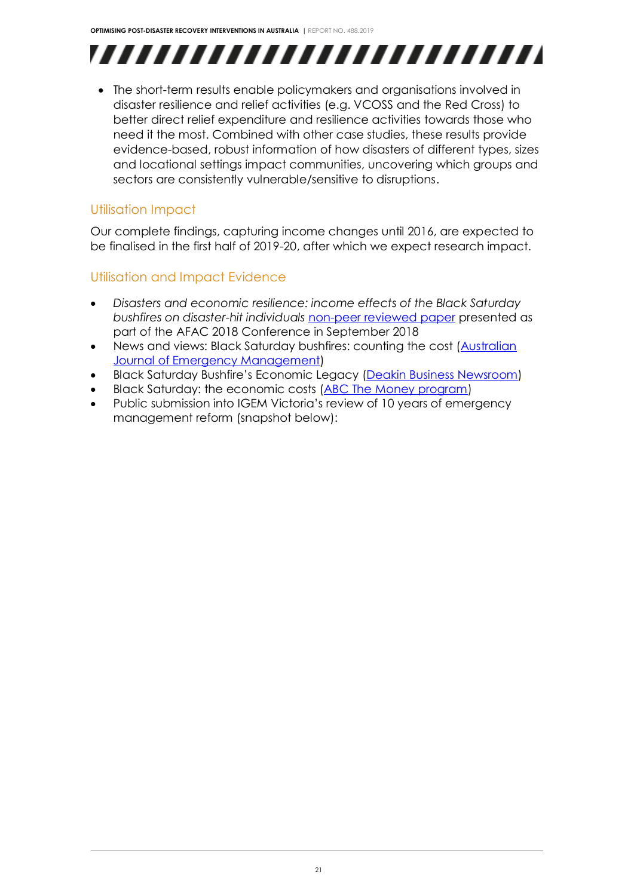- The short-term results enable policymakers and organisations involved in disaster resilience and relief activities (e.g. VCOSS and the Red Cross) to better direct relief expenditure and resilience activities towards those who need it the most. Combined with other case studies, these results provide evidence-based, robust information of how disasters of different types, sizes and locational settings impact communities, uncovering which groups and sectors are consistently vulnerable/sensitive to disruptions.

## Utilisation Impact

Our complete findings, capturing income changes until 2016, are expected to be finalised in the first half of 2019-20, after which we expect research impact.

## Utilisation and Impact Evidence

- *Disasters and economic resilience: income effects of the Black Saturday bushfires on disaster-hit individuals* non-peer reviewed paper presented as part of the AFAC 2018 Conference in September 2018
- News and views: Black Saturday bushfires: counting the cost (Australian Journal of Emergency Management)
- Black Saturday Bushfire's Economic Legacy (Deakin Business Newsroom)
- Black Saturday: the economic costs (ABC The Money program)
- Public submission into IGEM Victoria's review of 10 years of emergency management reform (snapshot below):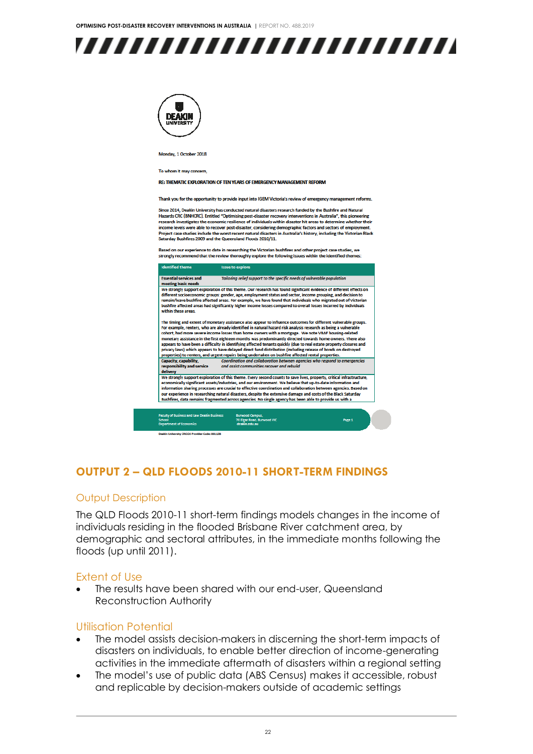Monday, 1 October 2018

To whom it may concern,

RE: THEMATIC EXPLORATION OF TEN YEARS OF EMERGENCY MANAGEMENT REFORM

Thank you for the opportunity to provide input into IGEM Victoria's review of emergency management reforms.

Since 2014, Deakin University has conducted natural disasters research funded by the Bushfire and Natural Hazards CRC (BNHCRC). Entitled "Optimising post-disaster recovery interventions in Australia", this pioneering research investigates the economic resilience of individuals within disaster hit areas to determine whether their income levels were able to recover post-disaster, considering demographic factors and sectors of employment. Project case studies include the worst recent natural disasters in Australia's history, including the Victorian Black Saturday Bushfires 2009 and the Queensland Floods 2010/11.

Based on our experience to date in researching the Victorian bushfires and other project case studies, we strongly recommend that the review thoroughly explore the following issues within the identified themes:

| Identified theme | Issue to explore |
|---|---|
| Essential services and meeting basic needs | *Tailoring relief support to the specific needs of vulnerable population* |
| We strongly support exploration of this theme. Our research has found significant evidence of different effects on different socioeconomic groups: gender, age, employment status and sector, income grouping, and decision to remain/leave bushfire affected areas. For example, we have found that individuals who migrated out of Victorian bushfire affected areas had significantly higher income losses compared to overall losses incurred by individuals within these areas. The timing and extent of monetary assistance also appear to influence outcomes for different vulnerable groups. For example, renters, who are already identified in natural hazard risk analysis research as being a vulnerable cohort, had more severe income losses than home owners with a mortgage. We note VBAF housing-related monetary assistance in the first eighteen months was predominantly directed towards home owners. There also appears to have been a difficulty in identifying affected tenants quickly (due to real estate property closures and privacy laws) which appears to have delayed direct fund distribution (including release of bonds on destroyed properties) to renters, and urgent repairs being undertaken on bushfire affected rental properties. | |
| Capacity, capability, responsibility and service delivery | *Coordination and collaboration between agencies who respond to emergencies and assist communities recover and rebuild* |
| We strongly support exploration of this theme. Every second counts to save lives, property, critical infrastructure, economically significant assets/industries, and our environment. We believe that up-to-date information and information sharing processes are crucial to effective coordination and collaboration between agencies. Based on our experience in researching natural disasters, despite the extensive damage and costs of the Black Saturday Bushfires, data remains fragmented across agencies. No single agency has been able to provide us with a | |

Faculty of Business and Law Deakin Business School
Department of Economics

Burwood Campus,
70 Elgar Road, Burwood VIC
deakin.edu.au

Page 1

Deakin University CRICOS Provider Code: 00113B

## OUTPUT 2 – QLD FLOODS 2010-11 SHORT-TERM FINDINGS

### Output Description

The QLD Floods 2010-11 short-term findings models changes in the income of individuals residing in the flooded Brisbane River catchment area, by demographic and sectoral attributes, in the immediate months following the floods (up until 2011).

### Extent of Use

- The results have been shared with our end-user, Queensland Reconstruction Authority

### Utilisation Potential

- The model assists decision-makers in discerning the short-term impacts of disasters on individuals, to enable better direction of income-generating activities in the immediate aftermath of disasters within a regional setting
- The model's use of public data (ABS Census) makes it accessible, robust and replicable by decision-makers outside of academic settings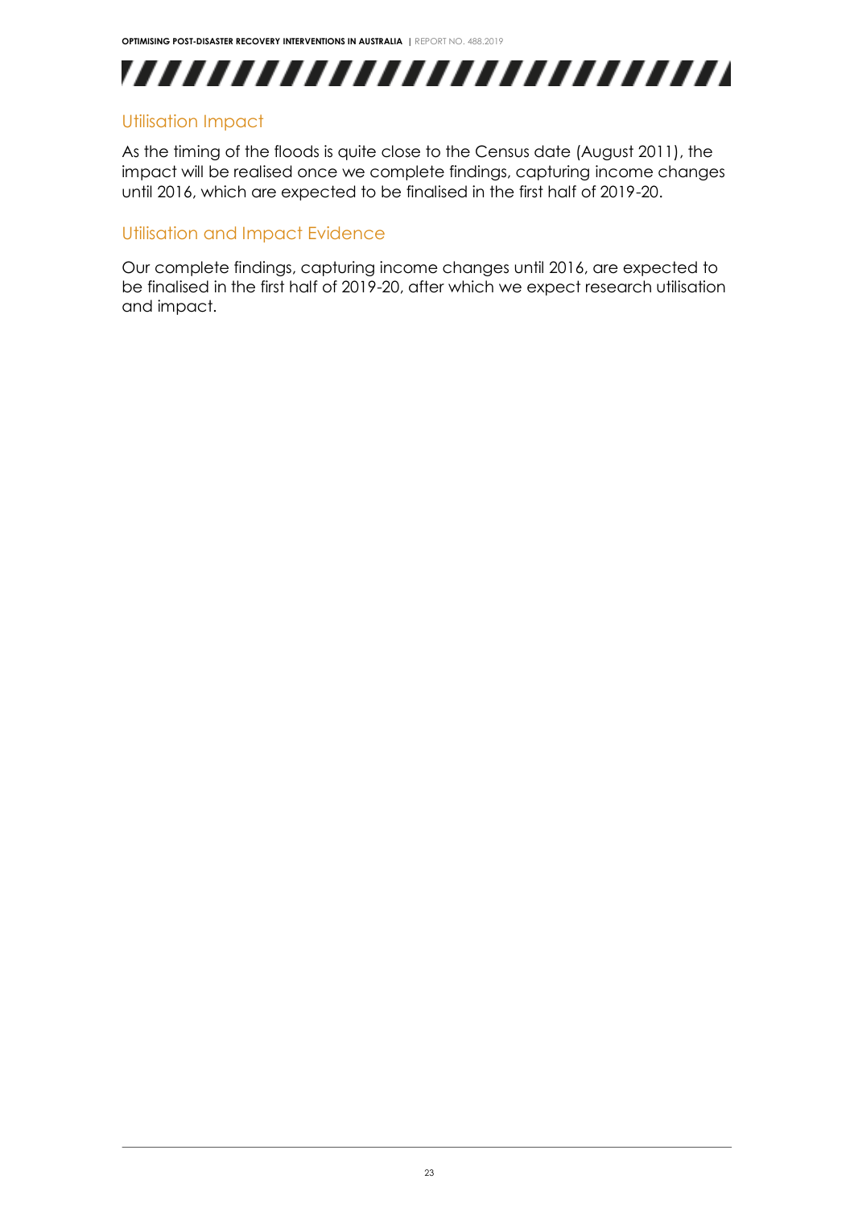### Utilisation Impact

As the timing of the floods is quite close to the Census date (August 2011), the impact will be realised once we complete findings, capturing income changes until 2016, which are expected to be finalised in the first half of 2019-20.

### Utilisation and Impact Evidence

Our complete findings, capturing income changes until 2016, are expected to be finalised in the first half of 2019-20, after which we expect research utilisation and impact.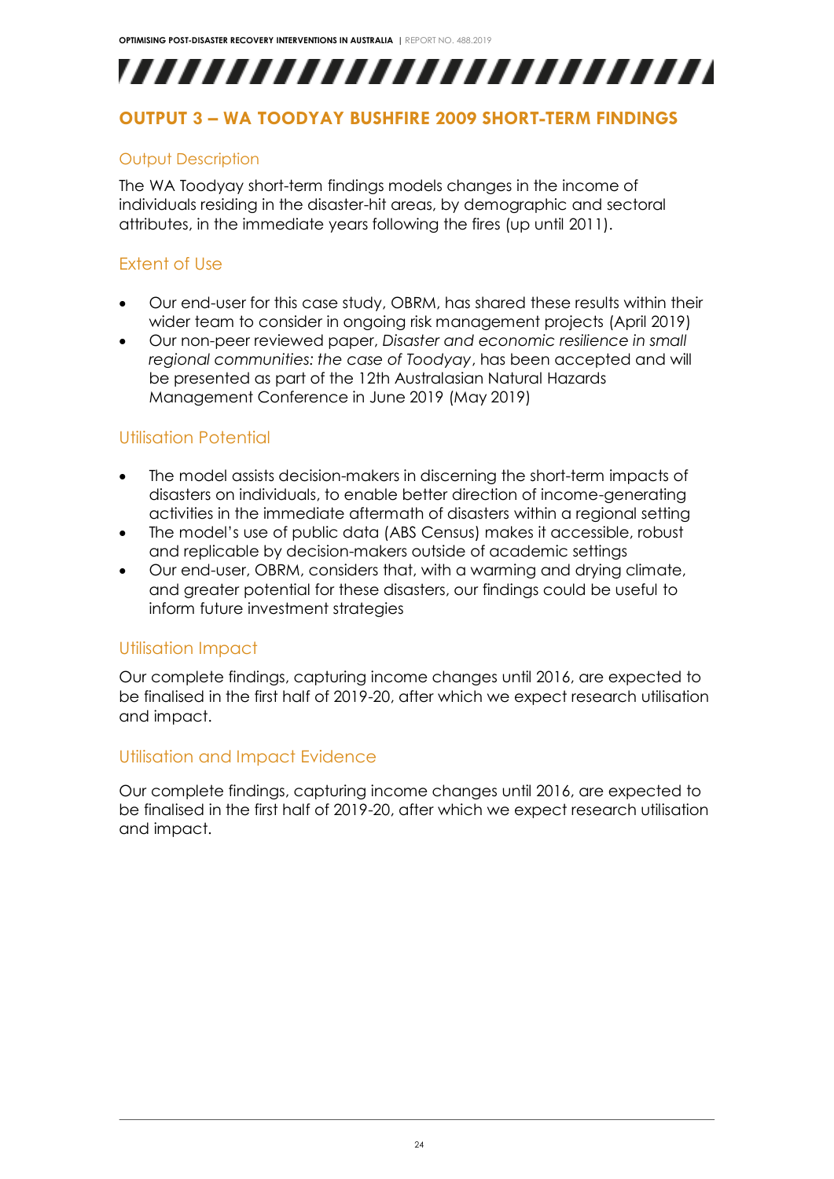## OUTPUT 3 – WA TOODYAY BUSHFIRE 2009 SHORT-TERM FINDINGS

### Output Description

The WA Toodyay short-term findings models changes in the income of individuals residing in the disaster-hit areas, by demographic and sectoral attributes, in the immediate years following the fires (up until 2011).

### Extent of Use

- Our end-user for this case study, OBRM, has shared these results within their wider team to consider in ongoing risk management projects (April 2019)
- Our non-peer reviewed paper, *Disaster and economic resilience in small regional communities: the case of Toodyay*, has been accepted and will be presented as part of the 12th Australasian Natural Hazards Management Conference in June 2019 (May 2019)

### Utilisation Potential

- The model assists decision-makers in discerning the short-term impacts of disasters on individuals, to enable better direction of income-generating activities in the immediate aftermath of disasters within a regional setting
- The model's use of public data (ABS Census) makes it accessible, robust and replicable by decision-makers outside of academic settings
- Our end-user, OBRM, considers that, with a warming and drying climate, and greater potential for these disasters, our findings could be useful to inform future investment strategies

### Utilisation Impact

Our complete findings, capturing income changes until 2016, are expected to be finalised in the first half of 2019-20, after which we expect research utilisation and impact.

### Utilisation and Impact Evidence

Our complete findings, capturing income changes until 2016, are expected to be finalised in the first half of 2019-20, after which we expect research utilisation and impact.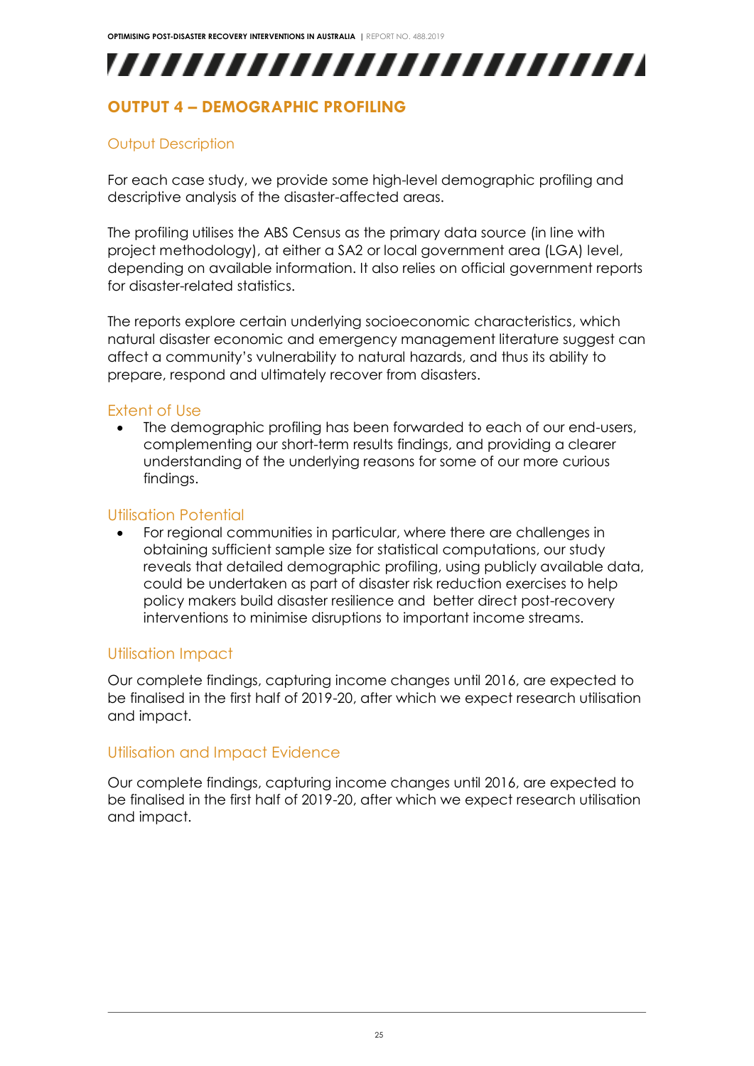## OUTPUT 4 – DEMOGRAPHIC PROFILING

### Output Description

For each case study, we provide some high-level demographic profiling and descriptive analysis of the disaster-affected areas.

The profiling utilises the ABS Census as the primary data source (in line with project methodology), at either a SA2 or local government area (LGA) level, depending on available information. It also relies on official government reports for disaster-related statistics.

The reports explore certain underlying socioeconomic characteristics, which natural disaster economic and emergency management literature suggest can affect a community's vulnerability to natural hazards, and thus its ability to prepare, respond and ultimately recover from disasters.

### Extent of Use

- The demographic profiling has been forwarded to each of our end-users, complementing our short-term results findings, and providing a clearer understanding of the underlying reasons for some of our more curious findings.

### Utilisation Potential

- For regional communities in particular, where there are challenges in obtaining sufficient sample size for statistical computations, our study reveals that detailed demographic profiling, using publicly available data, could be undertaken as part of disaster risk reduction exercises to help policy makers build disaster resilience and better direct post-recovery interventions to minimise disruptions to important income streams.

### Utilisation Impact

Our complete findings, capturing income changes until 2016, are expected to be finalised in the first half of 2019-20, after which we expect research utilisation and impact.

### Utilisation and Impact Evidence

Our complete findings, capturing income changes until 2016, are expected to be finalised in the first half of 2019-20, after which we expect research utilisation and impact.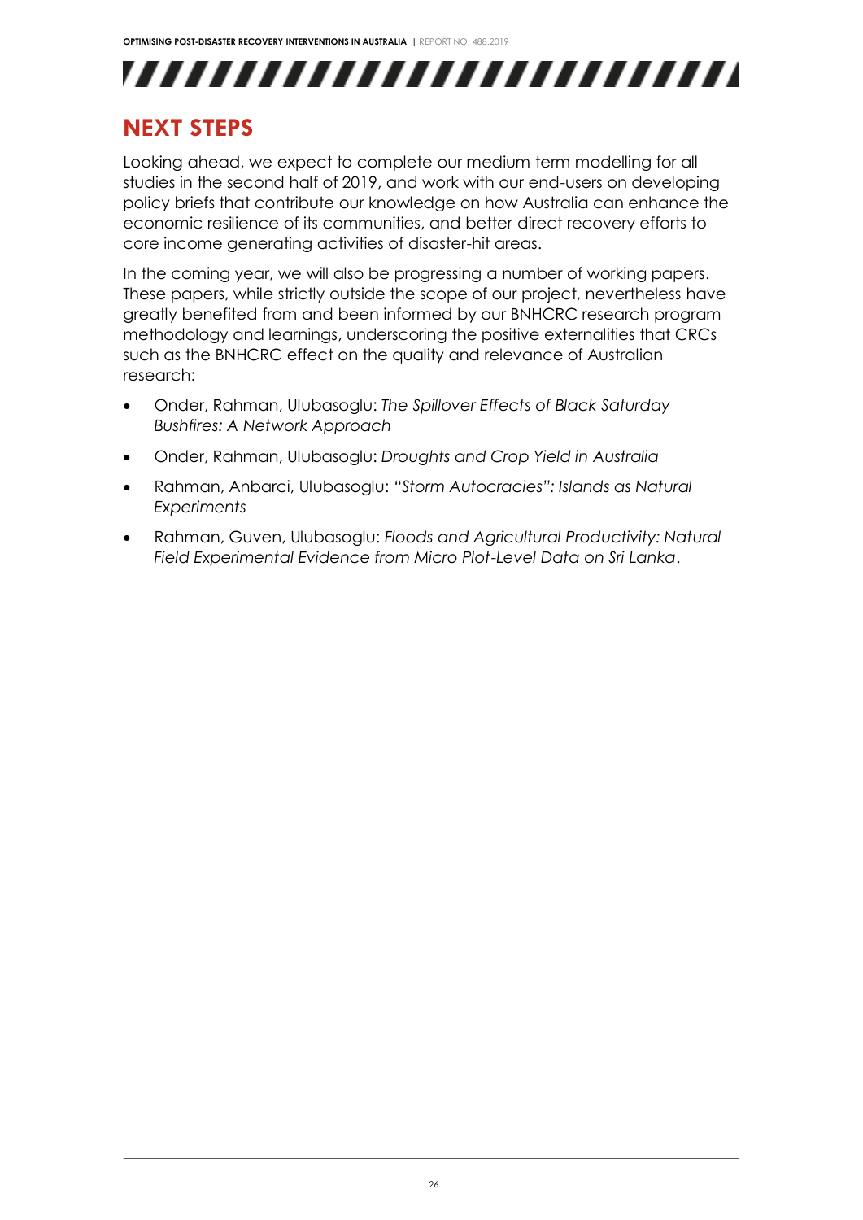## NEXT STEPS

Looking ahead, we expect to complete our medium term modelling for all studies in the second half of 2019, and work with our end-users on developing policy briefs that contribute our knowledge on how Australia can enhance the economic resilience of its communities, and better direct recovery efforts to core income generating activities of disaster-hit areas.

In the coming year, we will also be progressing a number of working papers. These papers, while strictly outside the scope of our project, nevertheless have greatly benefited from and been informed by our BNHCRC research program methodology and learnings, underscoring the positive externalities that CRCs such as the BNHCRC effect on the quality and relevance of Australian research:

- Onder, Rahman, Ulubasoglu: *The Spillover Effects of Black Saturday Bushfires: A Network Approach*
- Onder, Rahman, Ulubasoglu: *Droughts and Crop Yield in Australia*
- Rahman, Anbarci, Ulubasoglu: *"Storm Autocracies": Islands as Natural Experiments*
- Rahman, Guven, Ulubasoglu: *Floods and Agricultural Productivity: Natural Field Experimental Evidence from Micro Plot-Level Data on Sri Lanka*.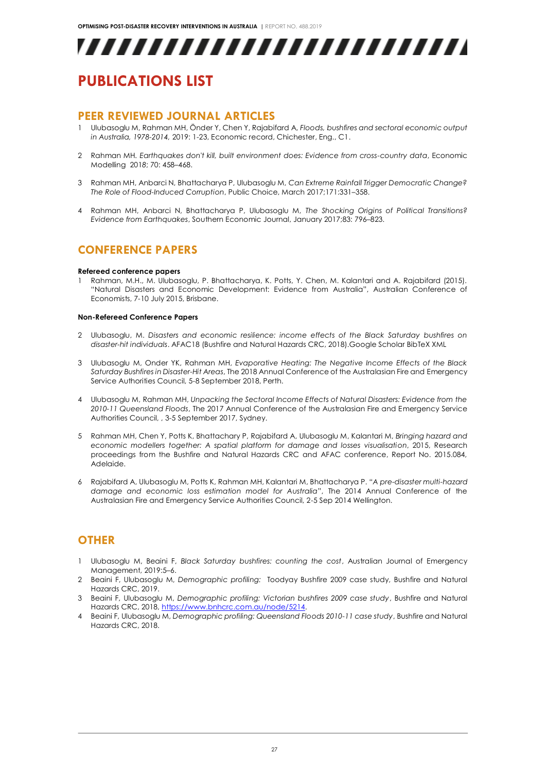# PUBLICATIONS LIST

## PEER REVIEWED JOURNAL ARTICLES

1 Ulubasoglu M, Rahman MH, Önder Y, Chen Y, Rajabifard A, *Floods, bushfires and sectoral economic output in Australia, 1978-2014,* 2019: 1-23, Economic record, Chichester, Eng., C1.

2 Rahman MH. *Earthquakes don't kill, built environment does: Evidence from cross-country data*, Economic Modelling 2018; 70: 458–468.

3 Rahman MH, Anbarci N, Bhattacharya P, Ulubasoglu M, *Can Extreme Rainfall Trigger Democratic Change? The Role of Flood-Induced Corruption*, Public Choice, March 2017;171:331–358.

4 Rahman MH, Anbarci N, Bhattacharya P, Ulubasoglu M, *The Shocking Origins of Political Transitions? Evidence from Earthquakes*, Southern Economic Journal, January 2017;83: 796–823.

## CONFERENCE PAPERS

**Refereed conference papers**

1 Rahman, M.H., M. Ulubasoglu, P. Bhattacharya, K. Potts, Y. Chen, M. Kalantari and A. Rajabifard (2015). "Natural Disasters and Economic Development: Evidence from Australia", Australian Conference of Economists, 7-10 July 2015, Brisbane.

**Non-Refereed Conference Papers**

2 Ulubasoglu, M. *Disasters and economic resilience: income effects of the Black Saturday bushfires on disaster-hit individuals*. AFAC18 (Bushfire and Natural Hazards CRC, 2018).Google Scholar BibTeX XML

3 Ulubasoglu M, Onder YK, Rahman MH, *Evaporative Heating: The Negative Income Effects of the Black Saturday Bushfires in Disaster-Hit Areas*, The 2018 Annual Conference of the Australasian Fire and Emergency Service Authorities Council, 5-8 September 2018, Perth.

4 Ulubasoglu M, Rahman MH, *Unpacking the Sectoral Income Effects of Natural Disasters: Evidence from the 2010-11 Queensland Floods*, The 2017 Annual Conference of the Australasian Fire and Emergency Service Authorities Council, , 3-5 September 2017, Sydney.

5 Rahman MH, Chen Y, Potts K, Bhattachary P, Rajabifard A, Ulubasoglu M, Kalantari M, *Bringing hazard and economic modellers together: A spatial platform for damage and losses visualisation*, 2015, Research proceedings from the Bushfire and Natural Hazards CRC and AFAC conference, Report No. 2015.084, Adelaide.

6 Rajabifard A, Ulubasoglu M, Potts K, Rahman MH, Kalantari M, Bhattacharya P. "*A pre-disaster multi-hazard damage and economic loss estimation model for Australia*", The 2014 Annual Conference of the Australasian Fire and Emergency Service Authorities Council, 2-5 Sep 2014 Wellington.

## OTHER

1 Ulubasoglu M, Beaini F, *Black Saturday bushfires: counting the cost*, Australian Journal of Emergency Management, 2019:5–6.
2 Beaini F, Ulubasoglu M, *Demographic profiling:* Toodyay Bushfire 2009 case study, Bushfire and Natural Hazards CRC, 2019.
3 Beaini F, Ulubasoglu M, *Demographic profiling: Victorian bushfires 2009 case study*, Bushfire and Natural Hazards CRC, 2018, https://www.bnhcrc.com.au/node/5214.
4 Beaini F, Ulubasoglu M, *Demographic profiling: Queensland Floods 2010-11 case study*, Bushfire and Natural Hazards CRC, 2018.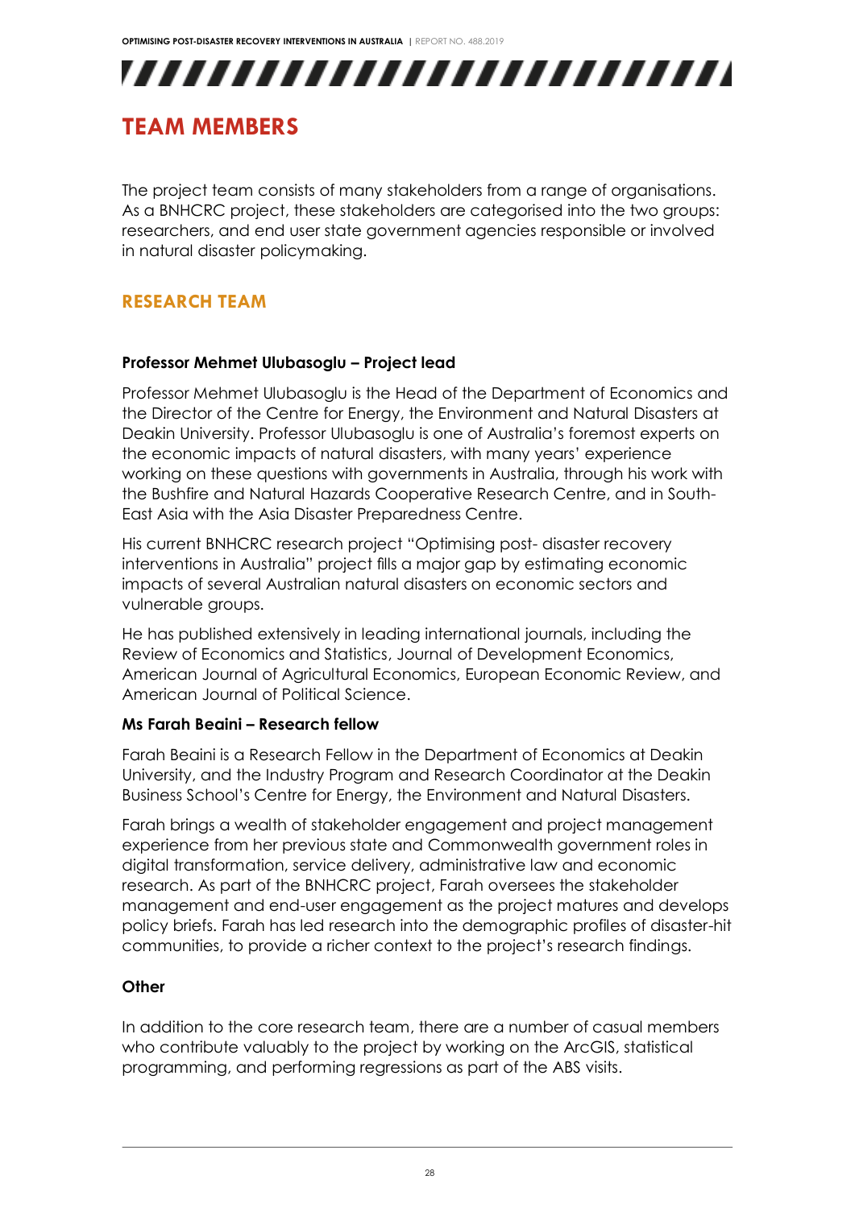# TEAM MEMBERS

The project team consists of many stakeholders from a range of organisations. As a BNHCRC project, these stakeholders are categorised into the two groups: researchers, and end user state government agencies responsible or involved in natural disaster policymaking.

## RESEARCH TEAM

**Professor Mehmet Ulubasoglu – Project lead**

Professor Mehmet Ulubasoglu is the Head of the Department of Economics and the Director of the Centre for Energy, the Environment and Natural Disasters at Deakin University. Professor Ulubasoglu is one of Australia's foremost experts on the economic impacts of natural disasters, with many years' experience working on these questions with governments in Australia, through his work with the Bushfire and Natural Hazards Cooperative Research Centre, and in South-East Asia with the Asia Disaster Preparedness Centre.

His current BNHCRC research project "Optimising post- disaster recovery interventions in Australia" project fills a major gap by estimating economic impacts of several Australian natural disasters on economic sectors and vulnerable groups.

He has published extensively in leading international journals, including the Review of Economics and Statistics, Journal of Development Economics, American Journal of Agricultural Economics, European Economic Review, and American Journal of Political Science.

**Ms Farah Beaini – Research fellow**

Farah Beaini is a Research Fellow in the Department of Economics at Deakin University, and the Industry Program and Research Coordinator at the Deakin Business School's Centre for Energy, the Environment and Natural Disasters.

Farah brings a wealth of stakeholder engagement and project management experience from her previous state and Commonwealth government roles in digital transformation, service delivery, administrative law and economic research. As part of the BNHCRC project, Farah oversees the stakeholder management and end-user engagement as the project matures and develops policy briefs. Farah has led research into the demographic profiles of disaster-hit communities, to provide a richer context to the project's research findings.

**Other**

In addition to the core research team, there are a number of casual members who contribute valuably to the project by working on the ArcGIS, statistical programming, and performing regressions as part of the ABS visits.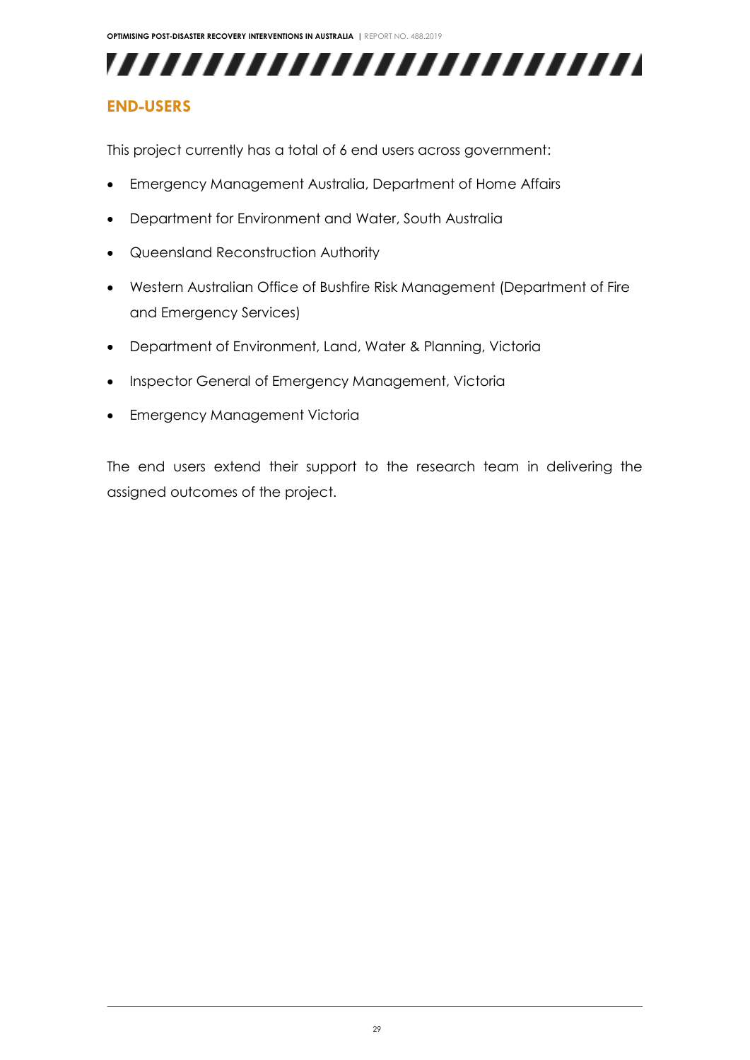## END-USERS

This project currently has a total of 6 end users across government:

- Emergency Management Australia, Department of Home Affairs
- Department for Environment and Water, South Australia
- Queensland Reconstruction Authority
- Western Australian Office of Bushfire Risk Management (Department of Fire and Emergency Services)
- Department of Environment, Land, Water & Planning, Victoria
- Inspector General of Emergency Management, Victoria
- Emergency Management Victoria

The end users extend their support to the research team in delivering the assigned outcomes of the project.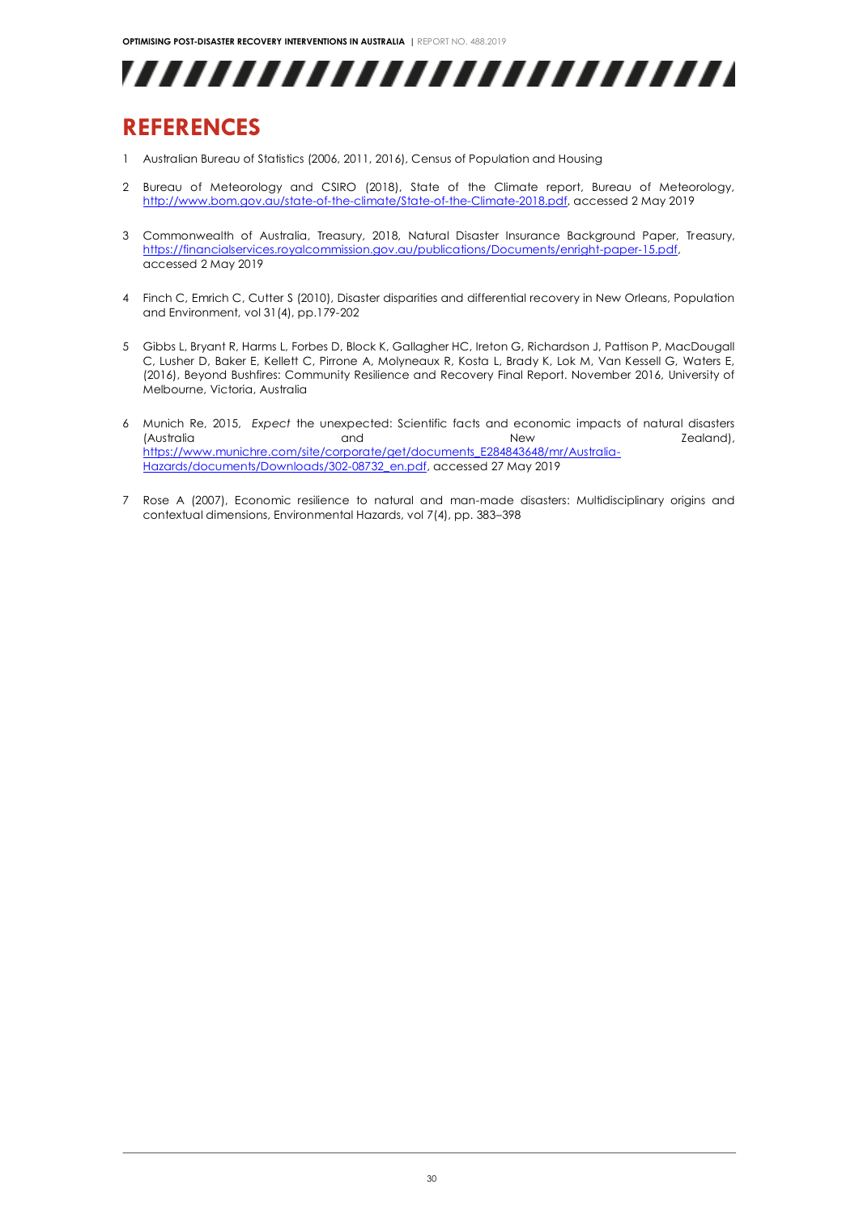# REFERENCES

1. Australian Bureau of Statistics (2006, 2011, 2016), Census of Population and Housing

2. Bureau of Meteorology and CSIRO (2018), State of the Climate report, Bureau of Meteorology, http://www.bom.gov.au/state-of-the-climate/State-of-the-Climate-2018.pdf, accessed 2 May 2019

3. Commonwealth of Australia, Treasury, 2018, Natural Disaster Insurance Background Paper, Treasury, https://financialservices.royalcommission.gov.au/publications/Documents/enright-paper-15.pdf, accessed 2 May 2019

4. Finch C, Emrich C, Cutter S (2010), Disaster disparities and differential recovery in New Orleans, Population and Environment, vol 31(4), pp.179-202

5. Gibbs L, Bryant R, Harms L, Forbes D, Block K, Gallagher HC, Ireton G, Richardson J, Pattison P, MacDougall C, Lusher D, Baker E, Kellett C, Pirrone A, Molyneaux R, Kosta L, Brady K, Lok M, Van Kessell G, Waters E, (2016), Beyond Bushfires: Community Resilience and Recovery Final Report. November 2016, University of Melbourne, Victoria, Australia

6. Munich Re, 2015, *Expect* the unexpected: Scientific facts and economic impacts of natural disasters (Australia and New Zealand), https://www.munichre.com/site/corporate/get/documents_E284843648/mr/Australia-Hazards/documents/Downloads/302-08732_en.pdf, accessed 27 May 2019

7. Rose A (2007), Economic resilience to natural and man-made disasters: Multidisciplinary origins and contextual dimensions, Environmental Hazards, vol 7(4), pp. 383–398